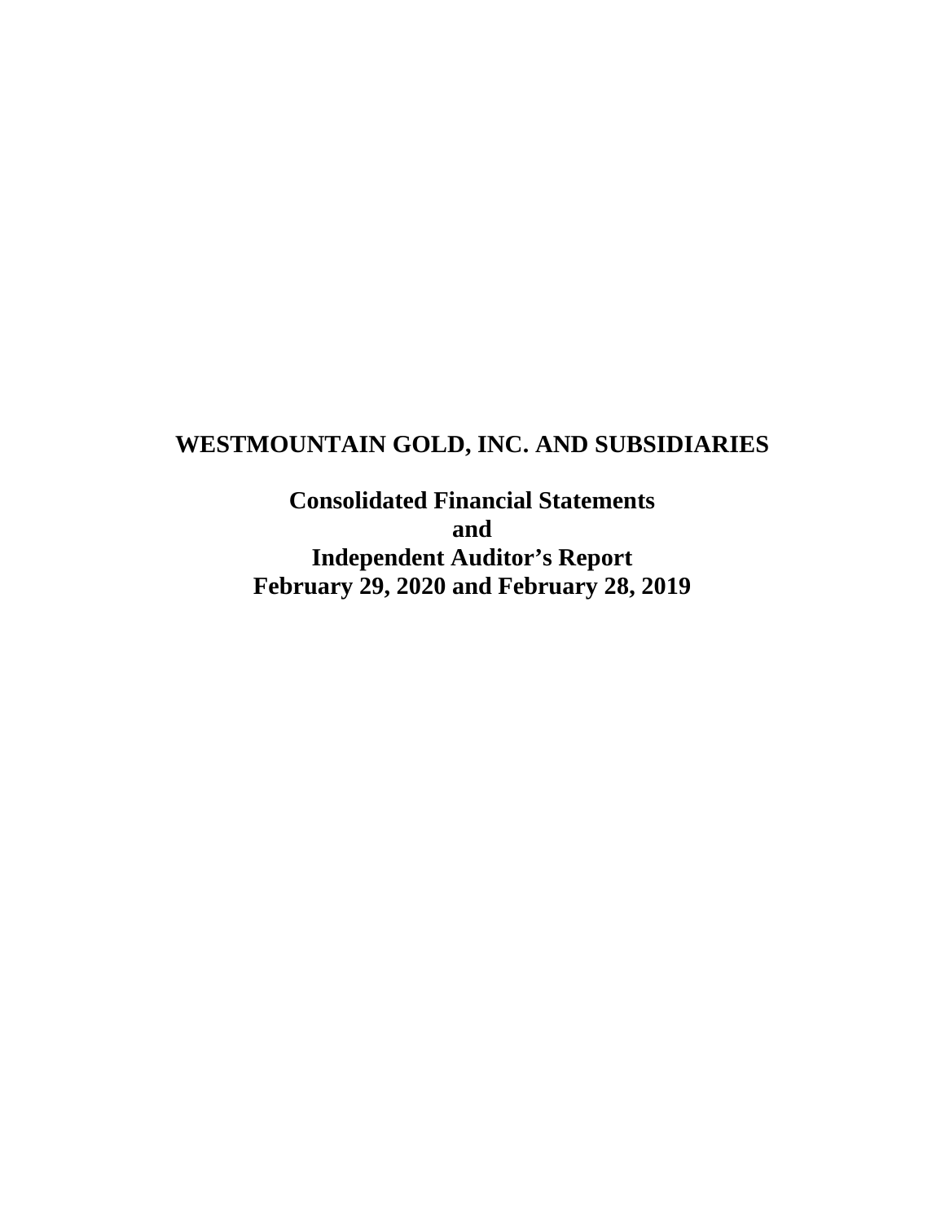# WESTMOUNTAIN GOLD, INC. AND SUBSIDIARIES

## Consolidated Financial Statements
## and
## Independent Auditor's Report
## February 29, 2020 and February 28, 2019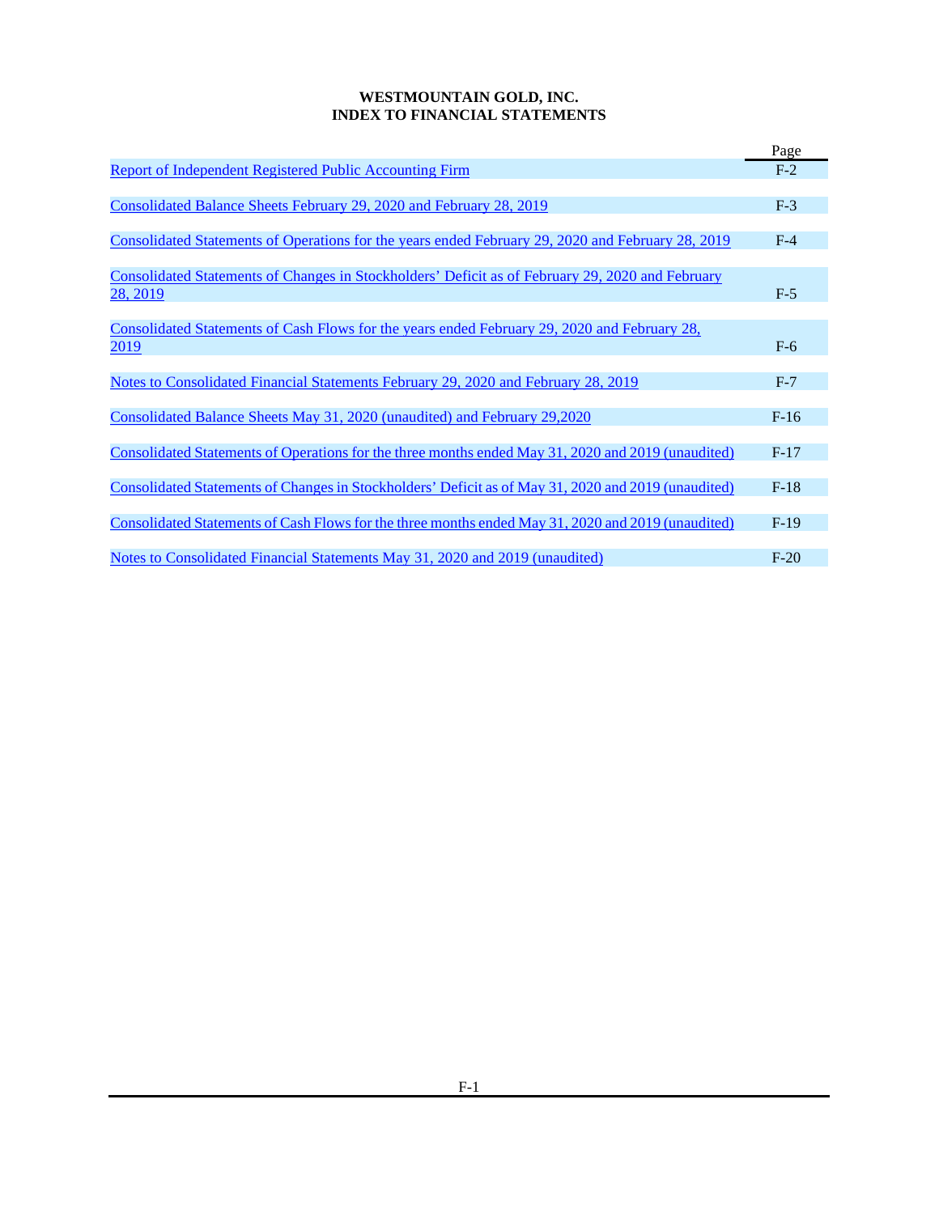# WESTMOUNTAIN GOLD, INC.
# INDEX TO FINANCIAL STATEMENTS

| | Page |
|---|---|
| Report of Independent Registered Public Accounting Firm | F-2 |
| Consolidated Balance Sheets February 29, 2020 and February 28, 2019 | F-3 |
| Consolidated Statements of Operations for the years ended February 29, 2020 and February 28, 2019 | F-4 |
| Consolidated Statements of Changes in Stockholders' Deficit as of February 29, 2020 and February 28, 2019 | F-5 |
| Consolidated Statements of Cash Flows for the years ended February 29, 2020 and February 28, 2019 | F-6 |
| Notes to Consolidated Financial Statements February 29, 2020 and February 28, 2019 | F-7 |
| Consolidated Balance Sheets May 31, 2020 (unaudited) and February 29,2020 | F-16 |
| Consolidated Statements of Operations for the three months ended May 31, 2020 and 2019 (unaudited) | F-17 |
| Consolidated Statements of Changes in Stockholders' Deficit as of May 31, 2020 and 2019 (unaudited) | F-18 |
| Consolidated Statements of Cash Flows for the three months ended May 31, 2020 and 2019 (unaudited) | F-19 |
| Notes to Consolidated Financial Statements May 31, 2020 and 2019 (unaudited) | F-20 |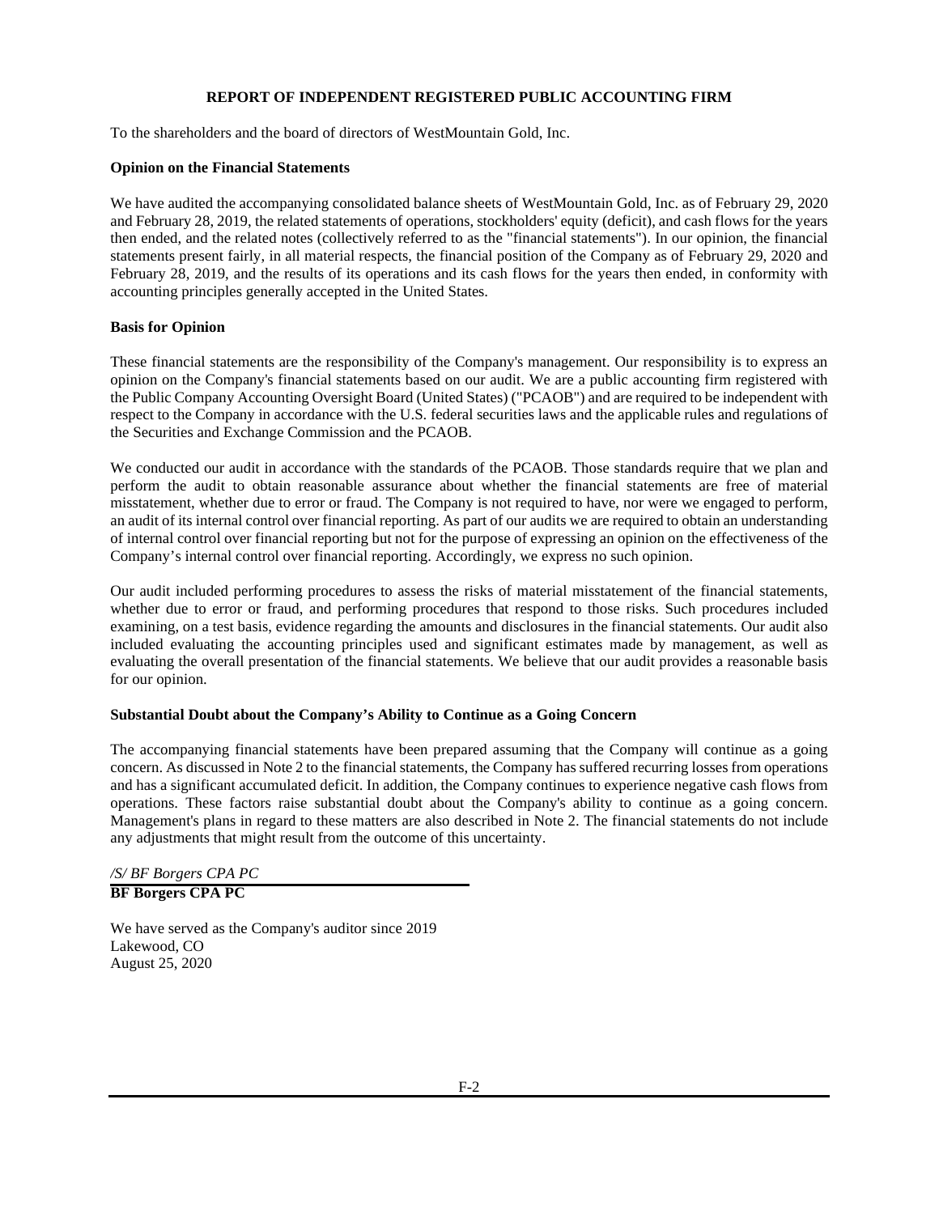## REPORT OF INDEPENDENT REGISTERED PUBLIC ACCOUNTING FIRM

To the shareholders and the board of directors of WestMountain Gold, Inc.

**Opinion on the Financial Statements**

We have audited the accompanying consolidated balance sheets of WestMountain Gold, Inc. as of February 29, 2020 and February 28, 2019, the related statements of operations, stockholders' equity (deficit), and cash flows for the years then ended, and the related notes (collectively referred to as the "financial statements"). In our opinion, the financial statements present fairly, in all material respects, the financial position of the Company as of February 29, 2020 and February 28, 2019, and the results of its operations and its cash flows for the years then ended, in conformity with accounting principles generally accepted in the United States.

**Basis for Opinion**

These financial statements are the responsibility of the Company's management. Our responsibility is to express an opinion on the Company's financial statements based on our audit. We are a public accounting firm registered with the Public Company Accounting Oversight Board (United States) ("PCAOB") and are required to be independent with respect to the Company in accordance with the U.S. federal securities laws and the applicable rules and regulations of the Securities and Exchange Commission and the PCAOB.

We conducted our audit in accordance with the standards of the PCAOB. Those standards require that we plan and perform the audit to obtain reasonable assurance about whether the financial statements are free of material misstatement, whether due to error or fraud. The Company is not required to have, nor were we engaged to perform, an audit of its internal control over financial reporting. As part of our audits we are required to obtain an understanding of internal control over financial reporting but not for the purpose of expressing an opinion on the effectiveness of the Company's internal control over financial reporting. Accordingly, we express no such opinion.

Our audit included performing procedures to assess the risks of material misstatement of the financial statements, whether due to error or fraud, and performing procedures that respond to those risks. Such procedures included examining, on a test basis, evidence regarding the amounts and disclosures in the financial statements. Our audit also included evaluating the accounting principles used and significant estimates made by management, as well as evaluating the overall presentation of the financial statements. We believe that our audit provides a reasonable basis for our opinion.

**Substantial Doubt about the Company's Ability to Continue as a Going Concern**

The accompanying financial statements have been prepared assuming that the Company will continue as a going concern. As discussed in Note 2 to the financial statements, the Company has suffered recurring losses from operations and has a significant accumulated deficit. In addition, the Company continues to experience negative cash flows from operations. These factors raise substantial doubt about the Company's ability to continue as a going concern. Management's plans in regard to these matters are also described in Note 2. The financial statements do not include any adjustments that might result from the outcome of this uncertainty.

*/S/ BF Borgers CPA PC*

**BF Borgers CPA PC**

We have served as the Company's auditor since 2019
Lakewood, CO
August 25, 2020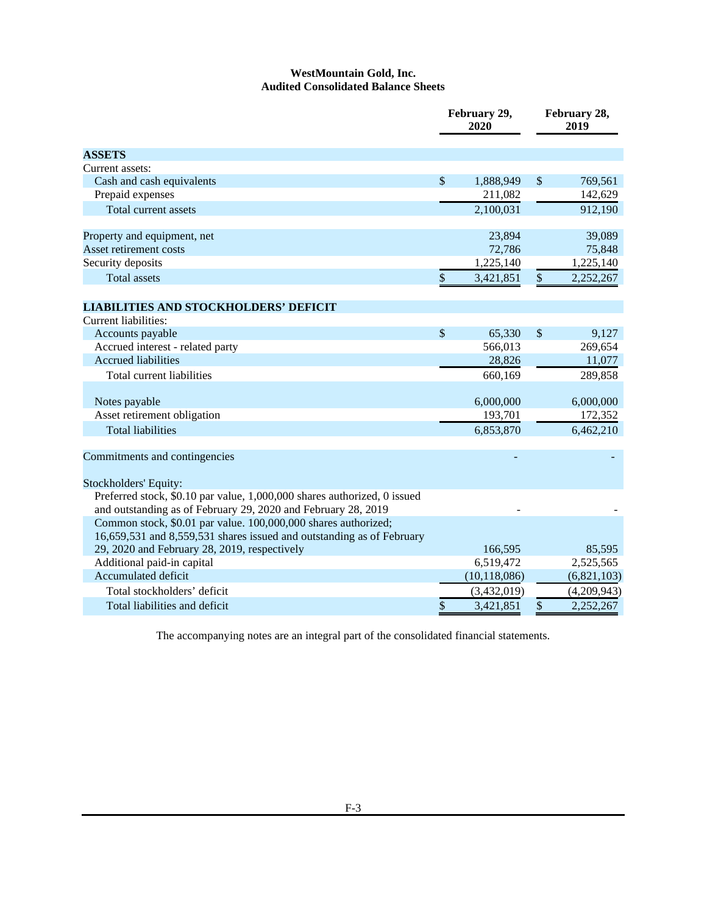# WestMountain Gold, Inc.
## Audited Consolidated Balance Sheets

| | February 29, 2020 | February 28, 2019 |
|---|---|---|
| **ASSETS** | | |
| Current assets: | | |
| Cash and cash equivalents | $ 1,888,949 | $ 769,561 |
| Prepaid expenses | 211,082 | 142,629 |
| Total current assets | 2,100,031 | 912,190 |
| | | |
| Property and equipment, net | 23,894 | 39,089 |
| Asset retirement costs | 72,786 | 75,848 |
| Security deposits | 1,225,140 | 1,225,140 |
| Total assets | $ 3,421,851 | $ 2,252,267 |
| | | |
| **LIABILITIES AND STOCKHOLDERS' DEFICIT** | | |
| Current liabilities: | | |
| Accounts payable | $ 65,330 | $ 9,127 |
| Accrued interest - related party | 566,013 | 269,654 |
| Accrued liabilities | 28,826 | 11,077 |
| Total current liabilities | 660,169 | 289,858 |
| | | |
| Notes payable | 6,000,000 | 6,000,000 |
| Asset retirement obligation | 193,701 | 172,352 |
| Total liabilities | 6,853,870 | 6,462,210 |
| | | |
| Commitments and contingencies | - | - |
| | | |
| Stockholders' Equity: | | |
| Preferred stock, $0.10 par value, 1,000,000 shares authorized, 0 issued and outstanding as of February 29, 2020 and February 28, 2019 | - | - |
| Common stock, $0.01 par value. 100,000,000 shares authorized; 16,659,531 and 8,559,531 shares issued and outstanding as of February 29, 2020 and February 28, 2019, respectively | 166,595 | 85,595 |
| Additional paid-in capital | 6,519,472 | 2,525,565 |
| Accumulated deficit | (10,118,086) | (6,821,103) |
| Total stockholders' deficit | (3,432,019) | (4,209,943) |
| Total liabilities and deficit | $ 3,421,851 | $ 2,252,267 |

The accompanying notes are an integral part of the consolidated financial statements.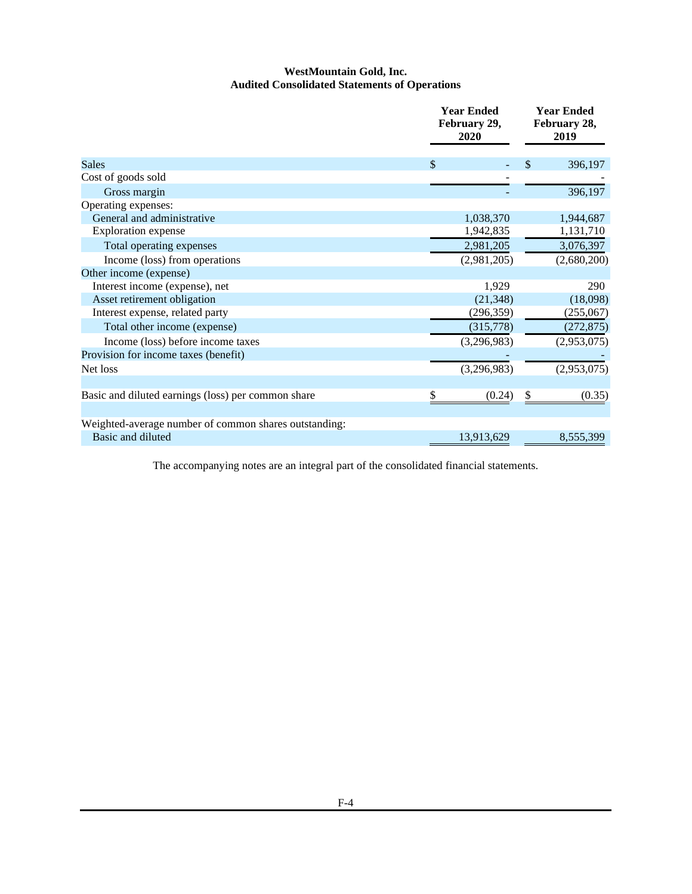# WestMountain Gold, Inc.
## Audited Consolidated Statements of Operations

| | Year Ended February 29, 2020 | Year Ended February 28, 2019 |
|---|---|---|
| Sales | $ - | $ 396,197 |
| Cost of goods sold | - | - |
| Gross margin | - | 396,197 |
| Operating expenses: | | |
| General and administrative | 1,038,370 | 1,944,687 |
| Exploration expense | 1,942,835 | 1,131,710 |
| Total operating expenses | 2,981,205 | 3,076,397 |
| Income (loss) from operations | (2,981,205) | (2,680,200) |
| Other income (expense) | | |
| Interest income (expense), net | 1,929 | 290 |
| Asset retirement obligation | (21,348) | (18,098) |
| Interest expense, related party | (296,359) | (255,067) |
| Total other income (expense) | (315,778) | (272,875) |
| Income (loss) before income taxes | (3,296,983) | (2,953,075) |
| Provision for income taxes (benefit) | - | - |
| Net loss | (3,296,983) | (2,953,075) |
| | | |
| Basic and diluted earnings (loss) per common share | $ (0.24) | $ (0.35) |
| | | |
| Weighted-average number of common shares outstanding: | | |
| Basic and diluted | 13,913,629 | 8,555,399 |

The accompanying notes are an integral part of the consolidated financial statements.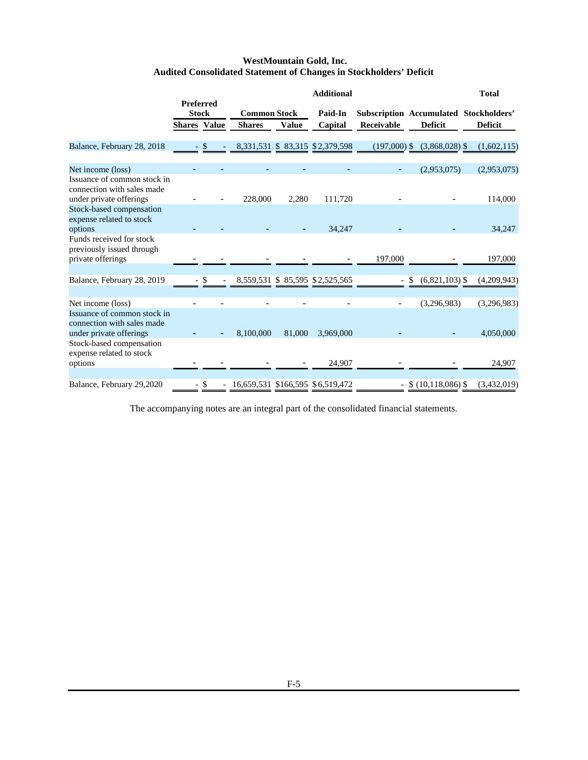# WestMountain Gold, Inc.
## Audited Consolidated Statement of Changes in Stockholders' Deficit

| | Preferred Stock | | Common Stock | | Additional Paid-In Capital | Subscription Receivable | Accumulated Deficit | Total Stockholders' Deficit |
|---|---|---|---|---|---|---|---|---|
| | Shares | Value | Shares | Value | | | | |
| Balance, February 28, 2018 | - | $ - | 8,331,531 | $ 83,315 | $ 2,379,598 | (197,000) $ | (3,868,028) $ | (1,602,115) |
| Net income (loss) | - | - | - | - | - | - | (2,953,075) | (2,953,075) |
| Issuance of common stock in connection with sales made under private offerings | - | - | 228,000 | 2,280 | 111,720 | - | - | 114,000 |
| Stock-based compensation expense related to stock options | - | - | - | - | 34,247 | - | - | 34,247 |
| Funds received for stock previously issued through private offerings | - | - | - | - | - | 197,000 | - | 197,000 |
| Balance, February 28, 2019 | - | $ - | 8,559,531 | $ 85,595 | $ 2,525,565 | - | $ (6,821,103) $ | (4,209,943) |
| Net income (loss) | - | - | - | - | - | - | (3,296,983) | (3,296,983) |
| Issuance of common stock in connection with sales made under private offerings | - | - | 8,100,000 | 81,000 | 3,969,000 | - | - | 4,050,000 |
| Stock-based compensation expense related to stock options | - | - | - | - | 24,907 | - | - | 24,907 |
| Balance, February 29,2020 | - | $ - | 16,659,531 | $166,595 | $ 6,519,472 | - | $ (10,118,086) $ | (3,432,019) |

The accompanying notes are an integral part of the consolidated financial statements.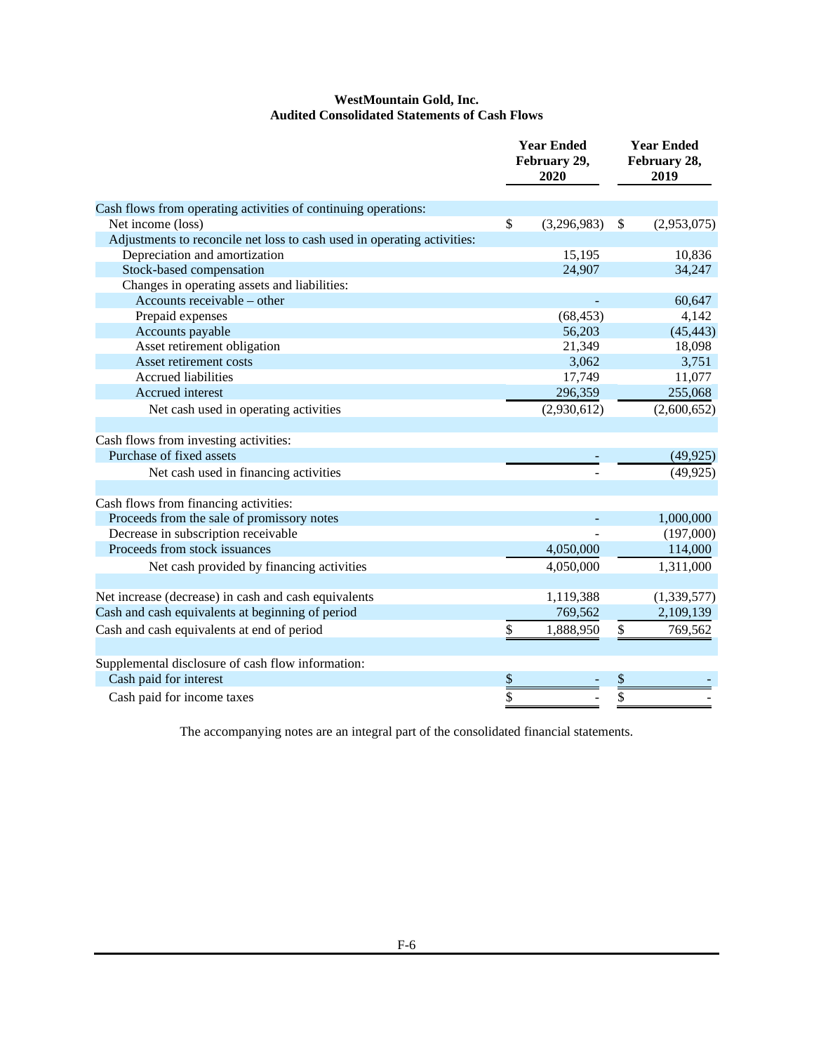**WestMountain Gold, Inc.**
**Audited Consolidated Statements of Cash Flows**

| | Year Ended February 29, 2020 | Year Ended February 28, 2019 |
|---|---|---|
| Cash flows from operating activities of continuing operations: | | |
| Net income (loss) | $ (3,296,983) | $ (2,953,075) |
| Adjustments to reconcile net loss to cash used in operating activities: | | |
| Depreciation and amortization | 15,195 | 10,836 |
| Stock-based compensation | 24,907 | 34,247 |
| Changes in operating assets and liabilities: | | |
| Accounts receivable – other | - | 60,647 |
| Prepaid expenses | (68,453) | 4,142 |
| Accounts payable | 56,203 | (45,443) |
| Asset retirement obligation | 21,349 | 18,098 |
| Asset retirement costs | 3,062 | 3,751 |
| Accrued liabilities | 17,749 | 11,077 |
| Accrued interest | 296,359 | 255,068 |
| Net cash used in operating activities | (2,930,612) | (2,600,652) |
| | | |
| Cash flows from investing activities: | | |
| Purchase of fixed assets | - | (49,925) |
| Net cash used in financing activities | - | (49,925) |
| | | |
| Cash flows from financing activities: | | |
| Proceeds from the sale of promissory notes | - | 1,000,000 |
| Decrease in subscription receivable | - | (197,000) |
| Proceeds from stock issuances | 4,050,000 | 114,000 |
| Net cash provided by financing activities | 4,050,000 | 1,311,000 |
| | | |
| Net increase (decrease) in cash and cash equivalents | 1,119,388 | (1,339,577) |
| Cash and cash equivalents at beginning of period | 769,562 | 2,109,139 |
| Cash and cash equivalents at end of period | $ 1,888,950 | $ 769,562 |
| | | |
| Supplemental disclosure of cash flow information: | | |
| Cash paid for interest | $ - | $ - |
| Cash paid for income taxes | $ - | $ - |

The accompanying notes are an integral part of the consolidated financial statements.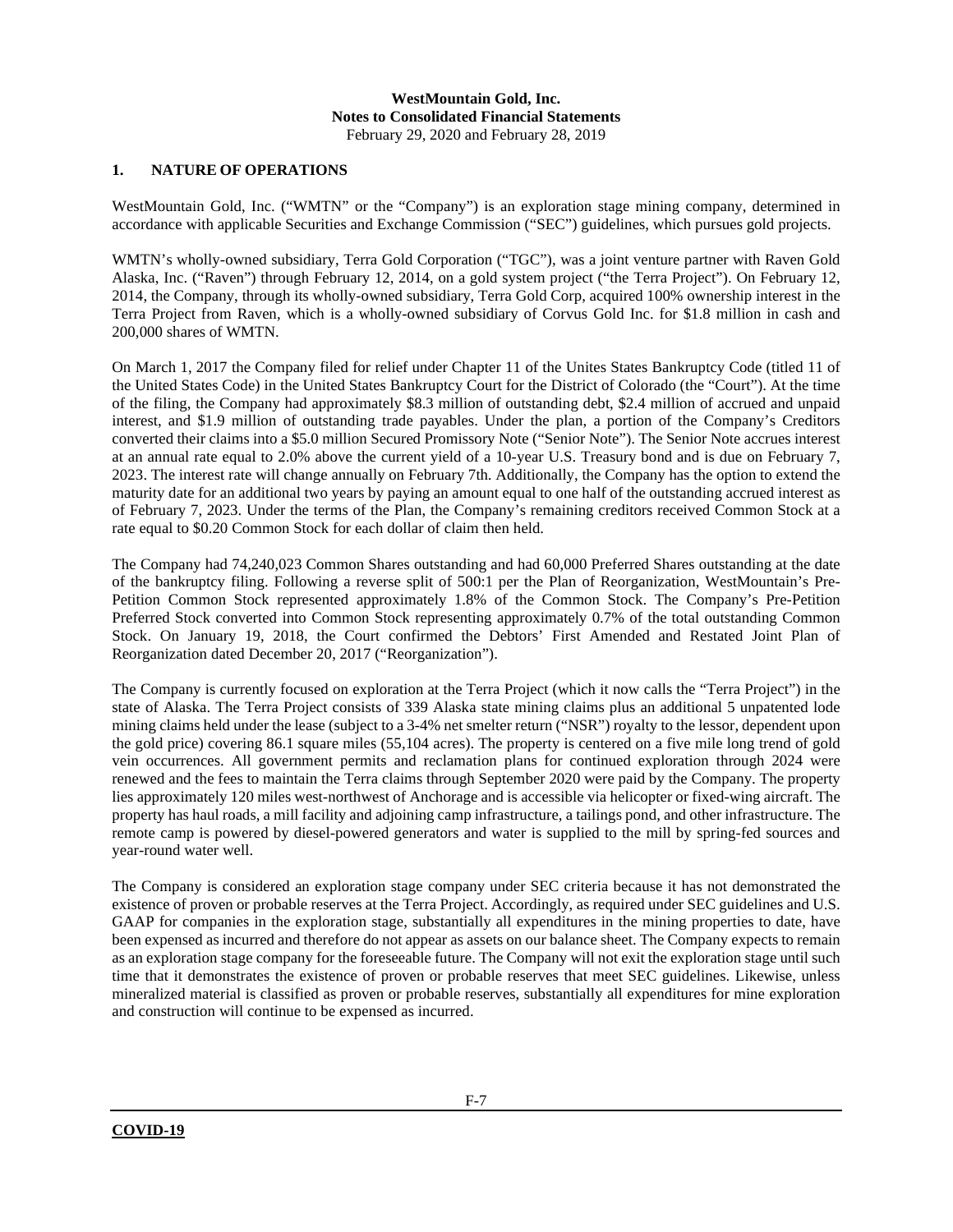## 1. NATURE OF OPERATIONS

WestMountain Gold, Inc. ("WMTN" or the "Company") is an exploration stage mining company, determined in accordance with applicable Securities and Exchange Commission ("SEC") guidelines, which pursues gold projects.

WMTN's wholly-owned subsidiary, Terra Gold Corporation ("TGC"), was a joint venture partner with Raven Gold Alaska, Inc. ("Raven") through February 12, 2014, on a gold system project ("the Terra Project"). On February 12, 2014, the Company, through its wholly-owned subsidiary, Terra Gold Corp, acquired 100% ownership interest in the Terra Project from Raven, which is a wholly-owned subsidiary of Corvus Gold Inc. for $1.8 million in cash and 200,000 shares of WMTN.

On March 1, 2017 the Company filed for relief under Chapter 11 of the Unites States Bankruptcy Code (titled 11 of the United States Code) in the United States Bankruptcy Court for the District of Colorado (the "Court"). At the time of the filing, the Company had approximately $8.3 million of outstanding debt, $2.4 million of accrued and unpaid interest, and $1.9 million of outstanding trade payables. Under the plan, a portion of the Company's Creditors converted their claims into a $5.0 million Secured Promissory Note ("Senior Note"). The Senior Note accrues interest at an annual rate equal to 2.0% above the current yield of a 10-year U.S. Treasury bond and is due on February 7, 2023. The interest rate will change annually on February 7th. Additionally, the Company has the option to extend the maturity date for an additional two years by paying an amount equal to one half of the outstanding accrued interest as of February 7, 2023. Under the terms of the Plan, the Company's remaining creditors received Common Stock at a rate equal to $0.20 Common Stock for each dollar of claim then held.

The Company had 74,240,023 Common Shares outstanding and had 60,000 Preferred Shares outstanding at the date of the bankruptcy filing. Following a reverse split of 500:1 per the Plan of Reorganization, WestMountain's Pre-Petition Common Stock represented approximately 1.8% of the Common Stock. The Company's Pre-Petition Preferred Stock converted into Common Stock representing approximately 0.7% of the total outstanding Common Stock. On January 19, 2018, the Court confirmed the Debtors' First Amended and Restated Joint Plan of Reorganization dated December 20, 2017 ("Reorganization").

The Company is currently focused on exploration at the Terra Project (which it now calls the "Terra Project") in the state of Alaska. The Terra Project consists of 339 Alaska state mining claims plus an additional 5 unpatented lode mining claims held under the lease (subject to a 3-4% net smelter return ("NSR") royalty to the lessor, dependent upon the gold price) covering 86.1 square miles (55,104 acres). The property is centered on a five mile long trend of gold vein occurrences. All government permits and reclamation plans for continued exploration through 2024 were renewed and the fees to maintain the Terra claims through September 2020 were paid by the Company. The property lies approximately 120 miles west-northwest of Anchorage and is accessible via helicopter or fixed-wing aircraft. The property has haul roads, a mill facility and adjoining camp infrastructure, a tailings pond, and other infrastructure. The remote camp is powered by diesel-powered generators and water is supplied to the mill by spring-fed sources and year-round water well.

The Company is considered an exploration stage company under SEC criteria because it has not demonstrated the existence of proven or probable reserves at the Terra Project. Accordingly, as required under SEC guidelines and U.S. GAAP for companies in the exploration stage, substantially all expenditures in the mining properties to date, have been expensed as incurred and therefore do not appear as assets on our balance sheet. The Company expects to remain as an exploration stage company for the foreseeable future. The Company will not exit the exploration stage until such time that it demonstrates the existence of proven or probable reserves that meet SEC guidelines. Likewise, unless mineralized material is classified as proven or probable reserves, substantially all expenditures for mine exploration and construction will continue to be expensed as incurred.

**COVID-19**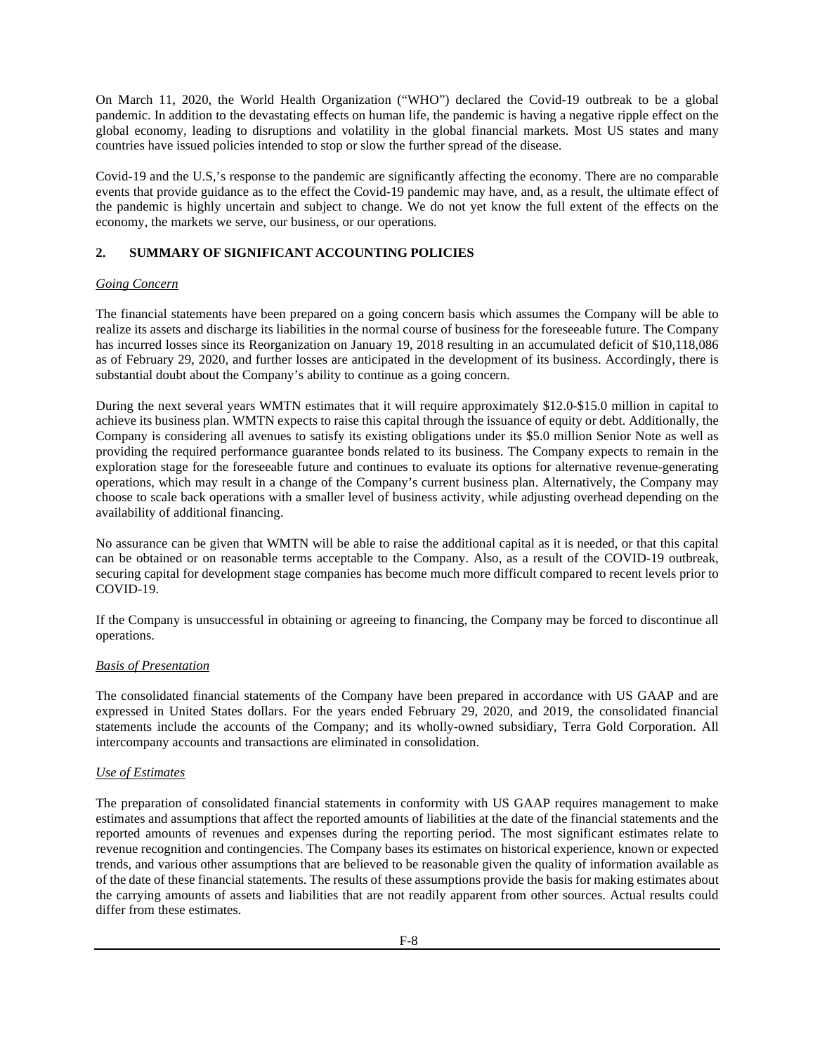On March 11, 2020, the World Health Organization ("WHO") declared the Covid-19 outbreak to be a global pandemic. In addition to the devastating effects on human life, the pandemic is having a negative ripple effect on the global economy, leading to disruptions and volatility in the global financial markets. Most US states and many countries have issued policies intended to stop or slow the further spread of the disease.

Covid-19 and the U.S,'s response to the pandemic are significantly affecting the economy. There are no comparable events that provide guidance as to the effect the Covid-19 pandemic may have, and, as a result, the ultimate effect of the pandemic is highly uncertain and subject to change. We do not yet know the full extent of the effects on the economy, the markets we serve, our business, or our operations.

## 2. SUMMARY OF SIGNIFICANT ACCOUNTING POLICIES

*Going Concern*

The financial statements have been prepared on a going concern basis which assumes the Company will be able to realize its assets and discharge its liabilities in the normal course of business for the foreseeable future. The Company has incurred losses since its Reorganization on January 19, 2018 resulting in an accumulated deficit of $10,118,086 as of February 29, 2020, and further losses are anticipated in the development of its business. Accordingly, there is substantial doubt about the Company's ability to continue as a going concern.

During the next several years WMTN estimates that it will require approximately $12.0-$15.0 million in capital to achieve its business plan. WMTN expects to raise this capital through the issuance of equity or debt. Additionally, the Company is considering all avenues to satisfy its existing obligations under its $5.0 million Senior Note as well as providing the required performance guarantee bonds related to its business. The Company expects to remain in the exploration stage for the foreseeable future and continues to evaluate its options for alternative revenue-generating operations, which may result in a change of the Company's current business plan. Alternatively, the Company may choose to scale back operations with a smaller level of business activity, while adjusting overhead depending on the availability of additional financing.

No assurance can be given that WMTN will be able to raise the additional capital as it is needed, or that this capital can be obtained or on reasonable terms acceptable to the Company. Also, as a result of the COVID-19 outbreak, securing capital for development stage companies has become much more difficult compared to recent levels prior to COVID-19.

If the Company is unsuccessful in obtaining or agreeing to financing, the Company may be forced to discontinue all operations.

*Basis of Presentation*

The consolidated financial statements of the Company have been prepared in accordance with US GAAP and are expressed in United States dollars. For the years ended February 29, 2020, and 2019, the consolidated financial statements include the accounts of the Company; and its wholly-owned subsidiary, Terra Gold Corporation. All intercompany accounts and transactions are eliminated in consolidation.

*Use of Estimates*

The preparation of consolidated financial statements in conformity with US GAAP requires management to make estimates and assumptions that affect the reported amounts of liabilities at the date of the financial statements and the reported amounts of revenues and expenses during the reporting period. The most significant estimates relate to revenue recognition and contingencies. The Company bases its estimates on historical experience, known or expected trends, and various other assumptions that are believed to be reasonable given the quality of information available as of the date of these financial statements. The results of these assumptions provide the basis for making estimates about the carrying amounts of assets and liabilities that are not readily apparent from other sources. Actual results could differ from these estimates.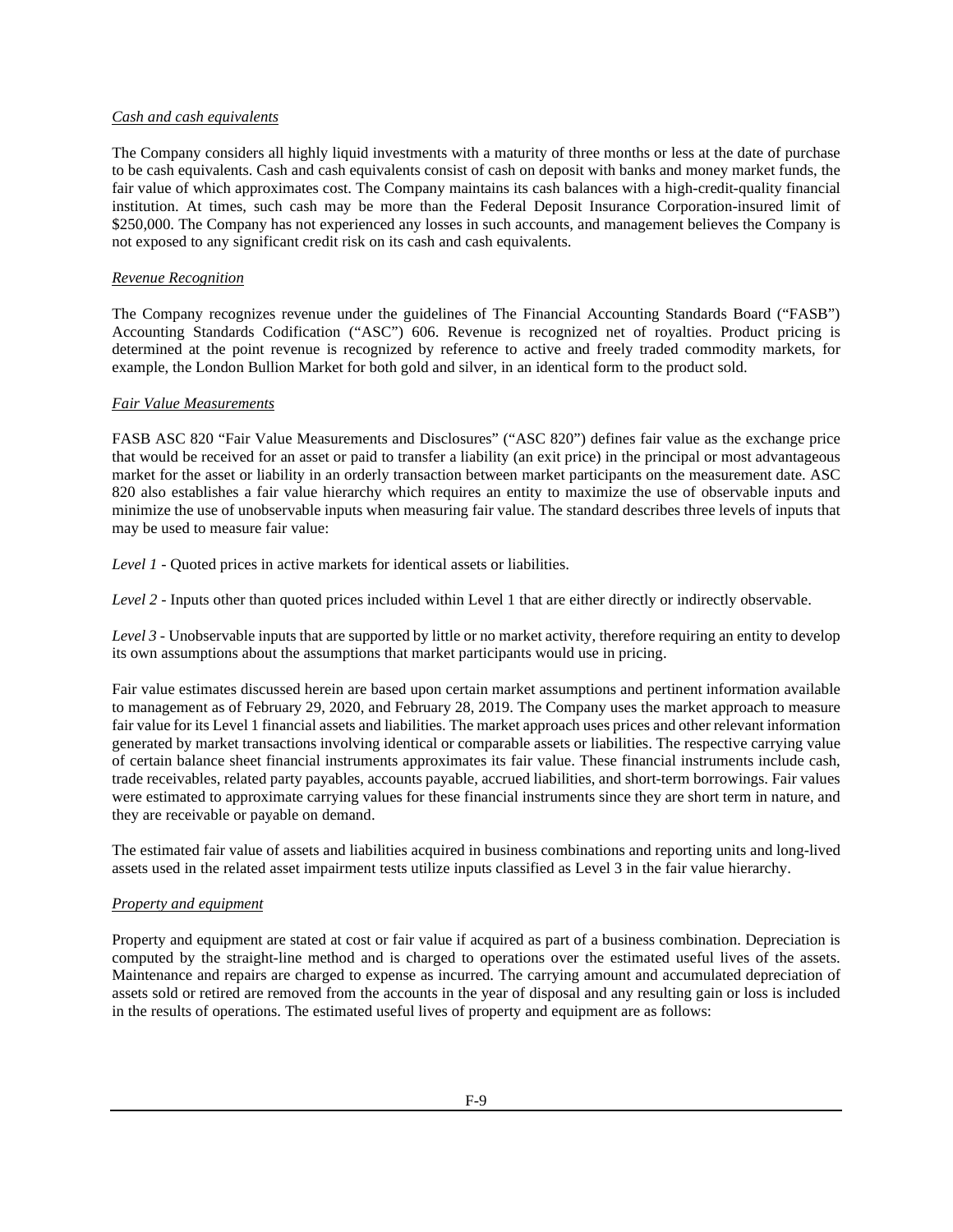*Cash and cash equivalents*

The Company considers all highly liquid investments with a maturity of three months or less at the date of purchase to be cash equivalents. Cash and cash equivalents consist of cash on deposit with banks and money market funds, the fair value of which approximates cost. The Company maintains its cash balances with a high-credit-quality financial institution. At times, such cash may be more than the Federal Deposit Insurance Corporation-insured limit of $250,000. The Company has not experienced any losses in such accounts, and management believes the Company is not exposed to any significant credit risk on its cash and cash equivalents.

*Revenue Recognition*

The Company recognizes revenue under the guidelines of The Financial Accounting Standards Board ("FASB") Accounting Standards Codification ("ASC") 606. Revenue is recognized net of royalties. Product pricing is determined at the point revenue is recognized by reference to active and freely traded commodity markets, for example, the London Bullion Market for both gold and silver, in an identical form to the product sold.

*Fair Value Measurements*

FASB ASC 820 "Fair Value Measurements and Disclosures" ("ASC 820") defines fair value as the exchange price that would be received for an asset or paid to transfer a liability (an exit price) in the principal or most advantageous market for the asset or liability in an orderly transaction between market participants on the measurement date. ASC 820 also establishes a fair value hierarchy which requires an entity to maximize the use of observable inputs and minimize the use of unobservable inputs when measuring fair value. The standard describes three levels of inputs that may be used to measure fair value:

*Level 1* - Quoted prices in active markets for identical assets or liabilities.

*Level 2* - Inputs other than quoted prices included within Level 1 that are either directly or indirectly observable.

*Level 3* - Unobservable inputs that are supported by little or no market activity, therefore requiring an entity to develop its own assumptions about the assumptions that market participants would use in pricing.

Fair value estimates discussed herein are based upon certain market assumptions and pertinent information available to management as of February 29, 2020, and February 28, 2019. The Company uses the market approach to measure fair value for its Level 1 financial assets and liabilities. The market approach uses prices and other relevant information generated by market transactions involving identical or comparable assets or liabilities. The respective carrying value of certain balance sheet financial instruments approximates its fair value. These financial instruments include cash, trade receivables, related party payables, accounts payable, accrued liabilities, and short-term borrowings. Fair values were estimated to approximate carrying values for these financial instruments since they are short term in nature, and they are receivable or payable on demand.

The estimated fair value of assets and liabilities acquired in business combinations and reporting units and long-lived assets used in the related asset impairment tests utilize inputs classified as Level 3 in the fair value hierarchy.

*Property and equipment*

Property and equipment are stated at cost or fair value if acquired as part of a business combination. Depreciation is computed by the straight-line method and is charged to operations over the estimated useful lives of the assets. Maintenance and repairs are charged to expense as incurred. The carrying amount and accumulated depreciation of assets sold or retired are removed from the accounts in the year of disposal and any resulting gain or loss is included in the results of operations. The estimated useful lives of property and equipment are as follows: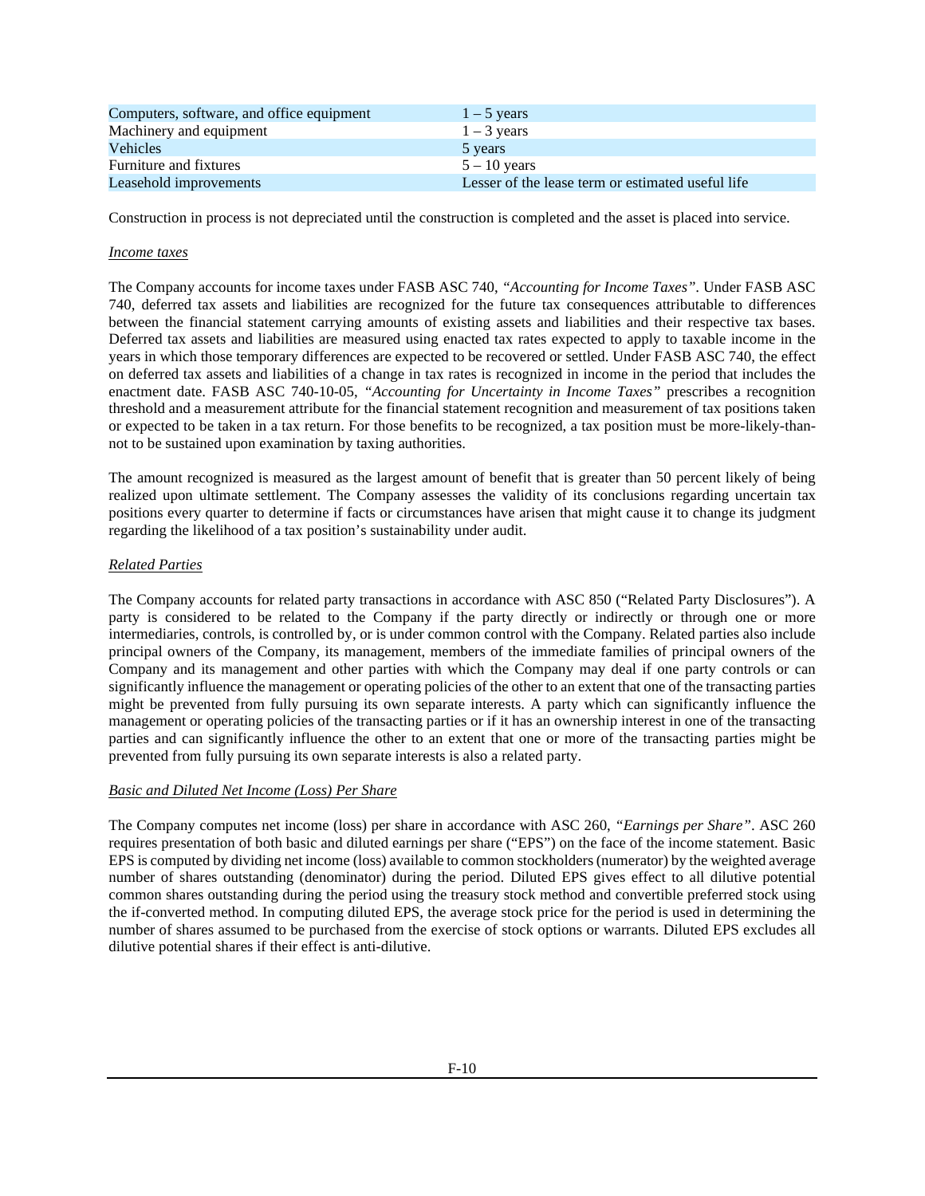| | |
|---|---|
| Computers, software, and office equipment | 1 – 5 years |
| Machinery and equipment | 1 – 3 years |
| Vehicles | 5 years |
| Furniture and fixtures | 5 – 10 years |
| Leasehold improvements | Lesser of the lease term or estimated useful life |

Construction in process is not depreciated until the construction is completed and the asset is placed into service.

*Income taxes*

The Company accounts for income taxes under FASB ASC 740, *"Accounting for Income Taxes"*. Under FASB ASC 740, deferred tax assets and liabilities are recognized for the future tax consequences attributable to differences between the financial statement carrying amounts of existing assets and liabilities and their respective tax bases. Deferred tax assets and liabilities are measured using enacted tax rates expected to apply to taxable income in the years in which those temporary differences are expected to be recovered or settled. Under FASB ASC 740, the effect on deferred tax assets and liabilities of a change in tax rates is recognized in income in the period that includes the enactment date. FASB ASC 740-10-05, *"Accounting for Uncertainty in Income Taxes"* prescribes a recognition threshold and a measurement attribute for the financial statement recognition and measurement of tax positions taken or expected to be taken in a tax return. For those benefits to be recognized, a tax position must be more-likely-than-not to be sustained upon examination by taxing authorities.

The amount recognized is measured as the largest amount of benefit that is greater than 50 percent likely of being realized upon ultimate settlement. The Company assesses the validity of its conclusions regarding uncertain tax positions every quarter to determine if facts or circumstances have arisen that might cause it to change its judgment regarding the likelihood of a tax position's sustainability under audit.

*Related Parties*

The Company accounts for related party transactions in accordance with ASC 850 ("Related Party Disclosures"). A party is considered to be related to the Company if the party directly or indirectly or through one or more intermediaries, controls, is controlled by, or is under common control with the Company. Related parties also include principal owners of the Company, its management, members of the immediate families of principal owners of the Company and its management and other parties with which the Company may deal if one party controls or can significantly influence the management or operating policies of the other to an extent that one of the transacting parties might be prevented from fully pursuing its own separate interests. A party which can significantly influence the management or operating policies of the transacting parties or if it has an ownership interest in one of the transacting parties and can significantly influence the other to an extent that one or more of the transacting parties might be prevented from fully pursuing its own separate interests is also a related party.

*Basic and Diluted Net Income (Loss) Per Share*

The Company computes net income (loss) per share in accordance with ASC 260, *"Earnings per Share"*. ASC 260 requires presentation of both basic and diluted earnings per share ("EPS") on the face of the income statement. Basic EPS is computed by dividing net income (loss) available to common stockholders (numerator) by the weighted average number of shares outstanding (denominator) during the period. Diluted EPS gives effect to all dilutive potential common shares outstanding during the period using the treasury stock method and convertible preferred stock using the if-converted method. In computing diluted EPS, the average stock price for the period is used in determining the number of shares assumed to be purchased from the exercise of stock options or warrants. Diluted EPS excludes all dilutive potential shares if their effect is anti-dilutive.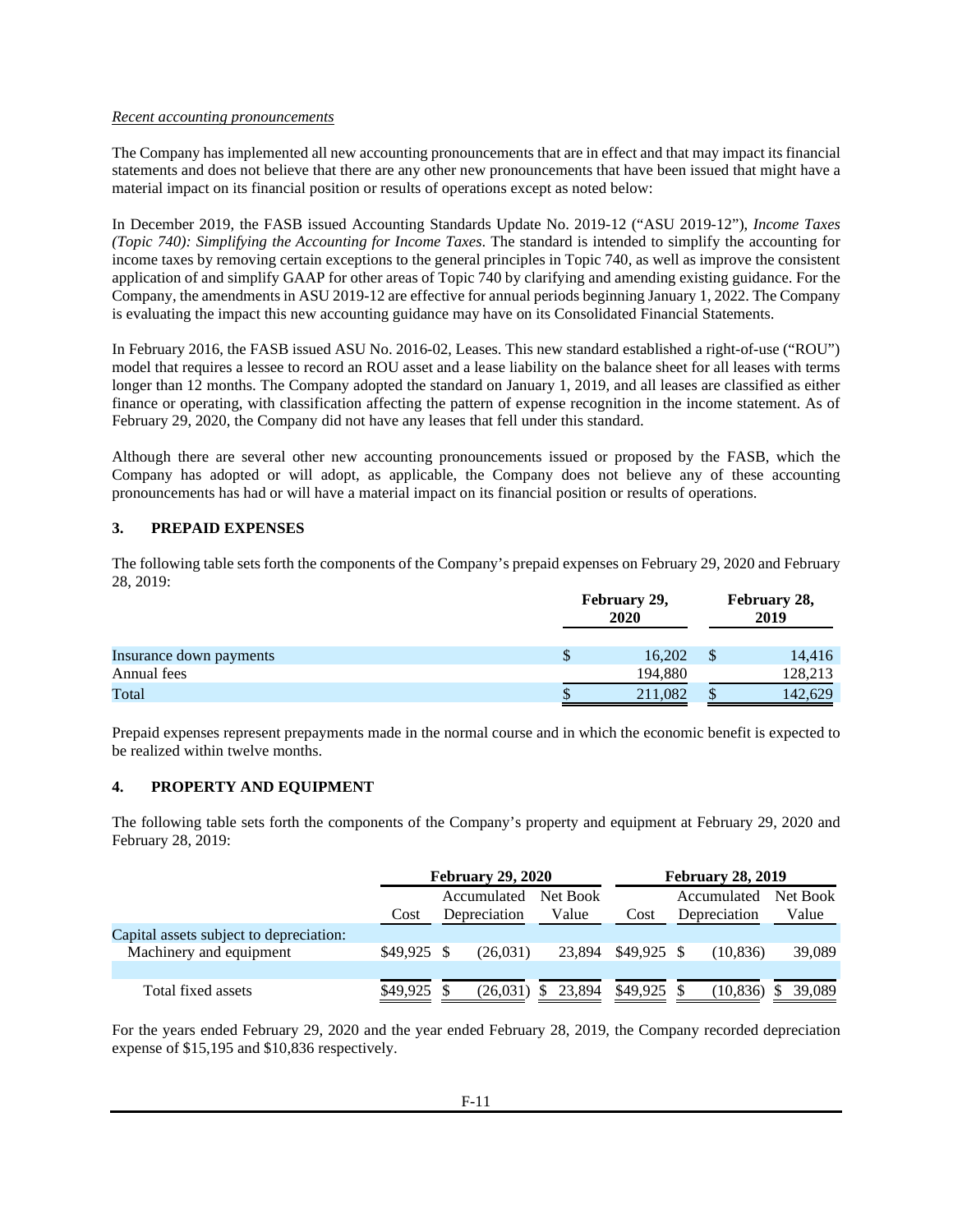*Recent accounting pronouncements*

The Company has implemented all new accounting pronouncements that are in effect and that may impact its financial statements and does not believe that there are any other new pronouncements that have been issued that might have a material impact on its financial position or results of operations except as noted below:

In December 2019, the FASB issued Accounting Standards Update No. 2019-12 ("ASU 2019-12"), *Income Taxes (Topic 740): Simplifying the Accounting for Income Taxes*. The standard is intended to simplify the accounting for income taxes by removing certain exceptions to the general principles in Topic 740, as well as improve the consistent application of and simplify GAAP for other areas of Topic 740 by clarifying and amending existing guidance. For the Company, the amendments in ASU 2019-12 are effective for annual periods beginning January 1, 2022. The Company is evaluating the impact this new accounting guidance may have on its Consolidated Financial Statements.

In February 2016, the FASB issued ASU No. 2016-02, Leases. This new standard established a right-of-use ("ROU") model that requires a lessee to record an ROU asset and a lease liability on the balance sheet for all leases with terms longer than 12 months. The Company adopted the standard on January 1, 2019, and all leases are classified as either finance or operating, with classification affecting the pattern of expense recognition in the income statement. As of February 29, 2020, the Company did not have any leases that fell under this standard.

Although there are several other new accounting pronouncements issued or proposed by the FASB, which the Company has adopted or will adopt, as applicable, the Company does not believe any of these accounting pronouncements has had or will have a material impact on its financial position or results of operations.

## 3. PREPAID EXPENSES

The following table sets forth the components of the Company's prepaid expenses on February 29, 2020 and February 28, 2019:

| | February 29, 2020 | February 28, 2019 |
|---|---|---|
| Insurance down payments | $ 16,202 | $ 14,416 |
| Annual fees | 194,880 | 128,213 |
| Total | $ 211,082 | $ 142,629 |

Prepaid expenses represent prepayments made in the normal course and in which the economic benefit is expected to be realized within twelve months.

## 4. PROPERTY AND EQUIPMENT

The following table sets forth the components of the Company's property and equipment at February 29, 2020 and February 28, 2019:

| | February 29, 2020 | | | February 28, 2019 | | |
|---|---|---|---|---|---|---|
| | Cost | Accumulated Depreciation | Net Book Value | Cost | Accumulated Depreciation | Net Book Value |
| Capital assets subject to depreciation: | | | | | | |
| Machinery and equipment | $49,925 | $ (26,031) | 23,894 | $49,925 | $ (10,836) | 39,089 |
| Total fixed assets | $49,925 | $ (26,031) | $ 23,894 | $49,925 | $ (10,836) | $ 39,089 |

For the years ended February 29, 2020 and the year ended February 28, 2019, the Company recorded depreciation expense of $15,195 and $10,836 respectively.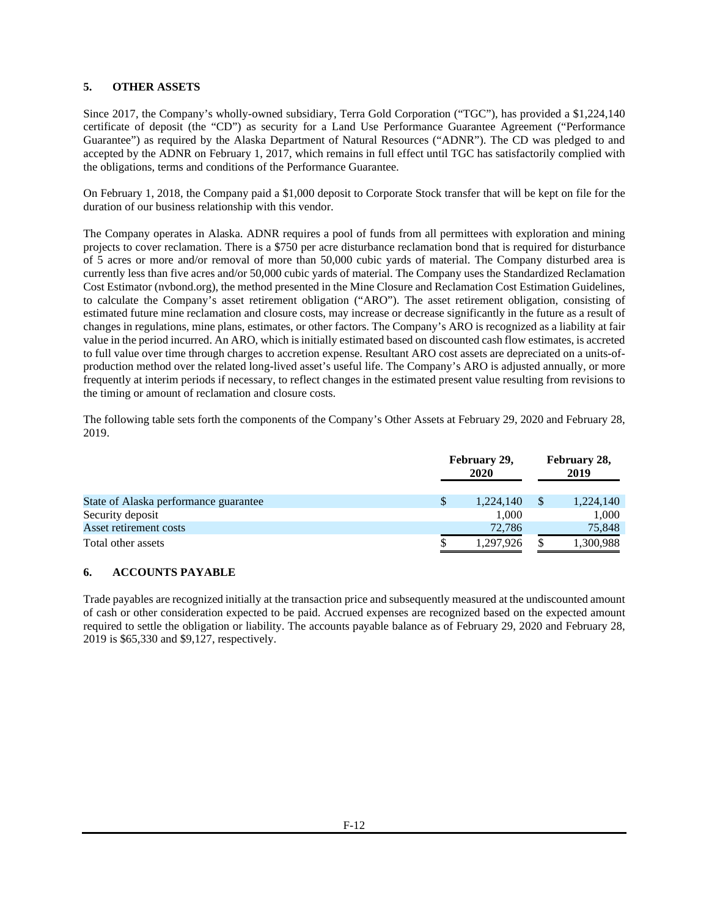## 5. OTHER ASSETS

Since 2017, the Company's wholly-owned subsidiary, Terra Gold Corporation ("TGC"), has provided a $1,224,140 certificate of deposit (the "CD") as security for a Land Use Performance Guarantee Agreement ("Performance Guarantee") as required by the Alaska Department of Natural Resources ("ADNR"). The CD was pledged to and accepted by the ADNR on February 1, 2017, which remains in full effect until TGC has satisfactorily complied with the obligations, terms and conditions of the Performance Guarantee.

On February 1, 2018, the Company paid a $1,000 deposit to Corporate Stock transfer that will be kept on file for the duration of our business relationship with this vendor.

The Company operates in Alaska. ADNR requires a pool of funds from all permittees with exploration and mining projects to cover reclamation. There is a $750 per acre disturbance reclamation bond that is required for disturbance of 5 acres or more and/or removal of more than 50,000 cubic yards of material. The Company disturbed area is currently less than five acres and/or 50,000 cubic yards of material. The Company uses the Standardized Reclamation Cost Estimator (nvbond.org), the method presented in the Mine Closure and Reclamation Cost Estimation Guidelines, to calculate the Company's asset retirement obligation ("ARO"). The asset retirement obligation, consisting of estimated future mine reclamation and closure costs, may increase or decrease significantly in the future as a result of changes in regulations, mine plans, estimates, or other factors. The Company's ARO is recognized as a liability at fair value in the period incurred. An ARO, which is initially estimated based on discounted cash flow estimates, is accreted to full value over time through charges to accretion expense. Resultant ARO cost assets are depreciated on a units-of-production method over the related long-lived asset's useful life. The Company's ARO is adjusted annually, or more frequently at interim periods if necessary, to reflect changes in the estimated present value resulting from revisions to the timing or amount of reclamation and closure costs.

The following table sets forth the components of the Company's Other Assets at February 29, 2020 and February 28, 2019.

| | February 29, 2020 | February 28, 2019 |
|---|---|---|
| State of Alaska performance guarantee | $ 1,224,140 | $ 1,224,140 |
| Security deposit | 1,000 | 1,000 |
| Asset retirement costs | 72,786 | 75,848 |
| Total other assets | $ 1,297,926 | $ 1,300,988 |

## 6. ACCOUNTS PAYABLE

Trade payables are recognized initially at the transaction price and subsequently measured at the undiscounted amount of cash or other consideration expected to be paid. Accrued expenses are recognized based on the expected amount required to settle the obligation or liability. The accounts payable balance as of February 29, 2020 and February 28, 2019 is $65,330 and $9,127, respectively.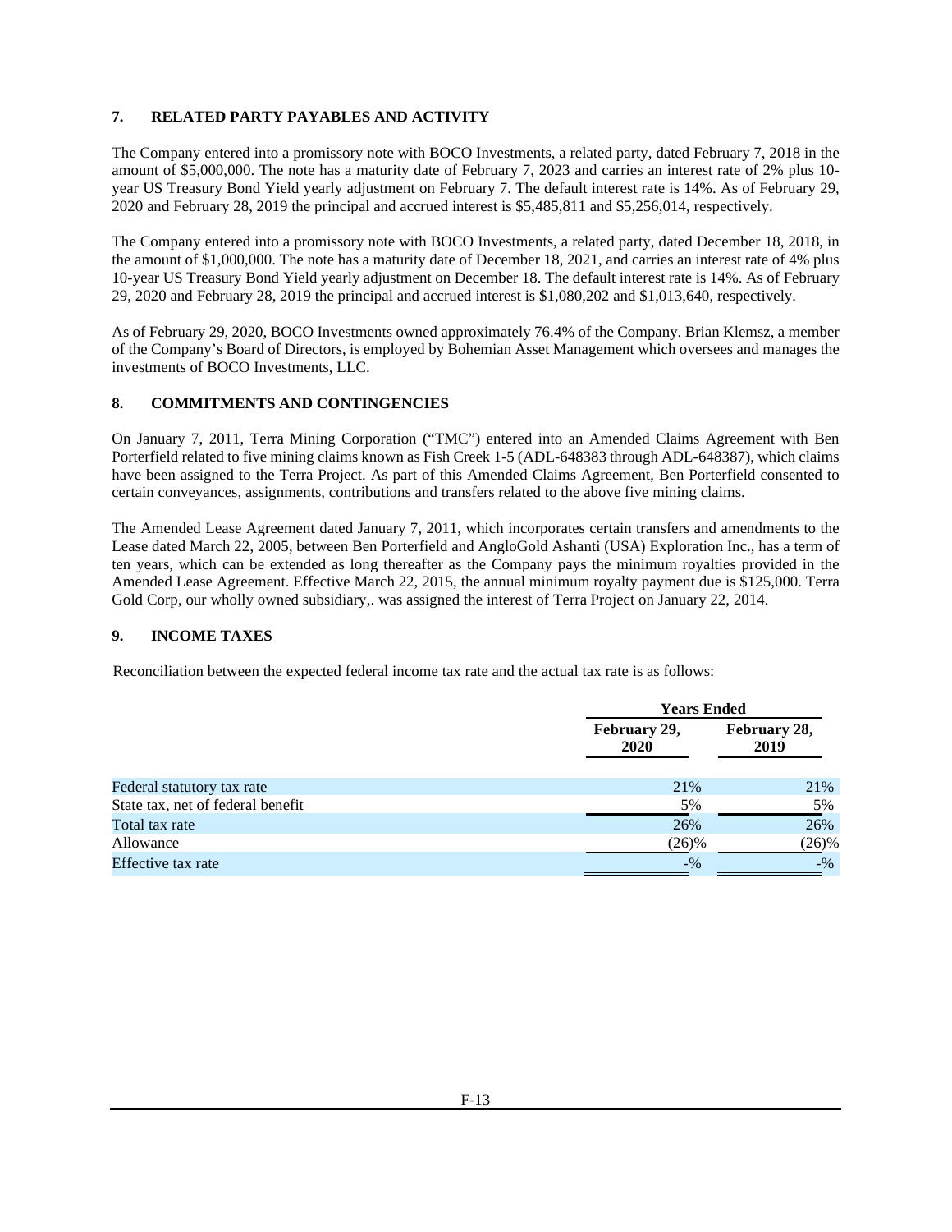## 7. RELATED PARTY PAYABLES AND ACTIVITY

The Company entered into a promissory note with BOCO Investments, a related party, dated February 7, 2018 in the amount of $5,000,000. The note has a maturity date of February 7, 2023 and carries an interest rate of 2% plus 10-year US Treasury Bond Yield yearly adjustment on February 7. The default interest rate is 14%. As of February 29, 2020 and February 28, 2019 the principal and accrued interest is $5,485,811 and $5,256,014, respectively.

The Company entered into a promissory note with BOCO Investments, a related party, dated December 18, 2018, in the amount of $1,000,000. The note has a maturity date of December 18, 2021, and carries an interest rate of 4% plus 10-year US Treasury Bond Yield yearly adjustment on December 18. The default interest rate is 14%. As of February 29, 2020 and February 28, 2019 the principal and accrued interest is $1,080,202 and $1,013,640, respectively.

As of February 29, 2020, BOCO Investments owned approximately 76.4% of the Company. Brian Klemsz, a member of the Company's Board of Directors, is employed by Bohemian Asset Management which oversees and manages the investments of BOCO Investments, LLC.

## 8. COMMITMENTS AND CONTINGENCIES

On January 7, 2011, Terra Mining Corporation ("TMC") entered into an Amended Claims Agreement with Ben Porterfield related to five mining claims known as Fish Creek 1-5 (ADL-648383 through ADL-648387), which claims have been assigned to the Terra Project. As part of this Amended Claims Agreement, Ben Porterfield consented to certain conveyances, assignments, contributions and transfers related to the above five mining claims.

The Amended Lease Agreement dated January 7, 2011, which incorporates certain transfers and amendments to the Lease dated March 22, 2005, between Ben Porterfield and AngloGold Ashanti (USA) Exploration Inc., has a term of ten years, which can be extended as long thereafter as the Company pays the minimum royalties provided in the Amended Lease Agreement. Effective March 22, 2015, the annual minimum royalty payment due is $125,000. Terra Gold Corp, our wholly owned subsidiary,. was assigned the interest of Terra Project on January 22, 2014.

## 9. INCOME TAXES

Reconciliation between the expected federal income tax rate and the actual tax rate is as follows:

| | Years Ended | |
|---|---|---|
| | February 29, 2020 | February 28, 2019 |
| Federal statutory tax rate | 21% | 21% |
| State tax, net of federal benefit | 5% | 5% |
| Total tax rate | 26% | 26% |
| Allowance | (26)% | (26)% |
| Effective tax rate | -% | -% |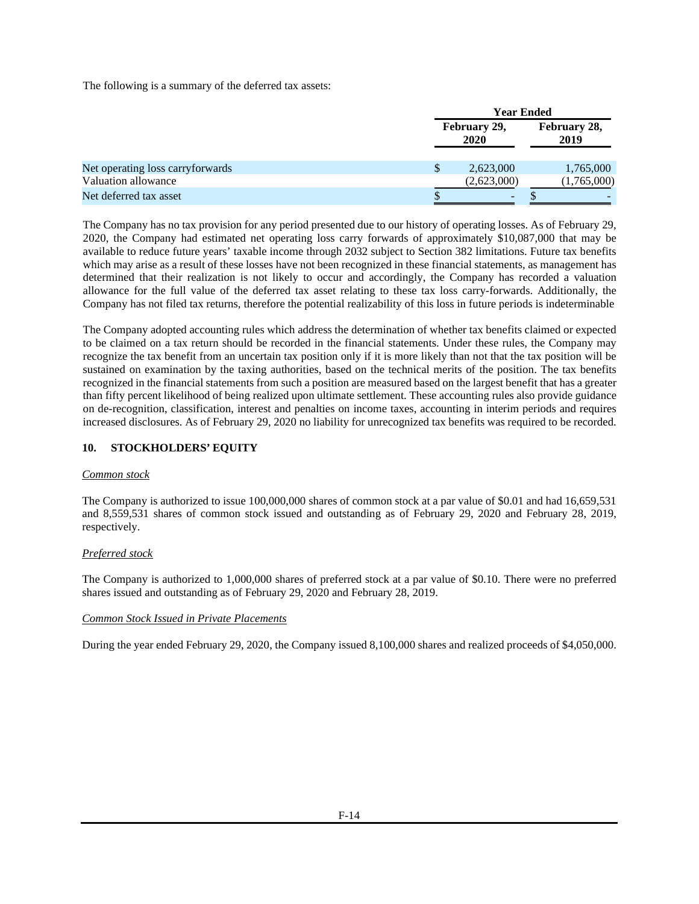The following is a summary of the deferred tax assets:

| | Year Ended | |
|---|---|---|
| | February 29, 2020 | February 28, 2019 |
| Net operating loss carryforwards | $ 2,623,000 | 1,765,000 |
| Valuation allowance | (2,623,000) | (1,765,000) |
| Net deferred tax asset | $ - | $ - |

The Company has no tax provision for any period presented due to our history of operating losses. As of February 29, 2020, the Company had estimated net operating loss carry forwards of approximately $10,087,000 that may be available to reduce future years' taxable income through 2032 subject to Section 382 limitations. Future tax benefits which may arise as a result of these losses have not been recognized in these financial statements, as management has determined that their realization is not likely to occur and accordingly, the Company has recorded a valuation allowance for the full value of the deferred tax asset relating to these tax loss carry-forwards. Additionally, the Company has not filed tax returns, therefore the potential realizability of this loss in future periods is indeterminable

The Company adopted accounting rules which address the determination of whether tax benefits claimed or expected to be claimed on a tax return should be recorded in the financial statements. Under these rules, the Company may recognize the tax benefit from an uncertain tax position only if it is more likely than not that the tax position will be sustained on examination by the taxing authorities, based on the technical merits of the position. The tax benefits recognized in the financial statements from such a position are measured based on the largest benefit that has a greater than fifty percent likelihood of being realized upon ultimate settlement. These accounting rules also provide guidance on de-recognition, classification, interest and penalties on income taxes, accounting in interim periods and requires increased disclosures. As of February 29, 2020 no liability for unrecognized tax benefits was required to be recorded.

## 10. STOCKHOLDERS' EQUITY

*Common stock*

The Company is authorized to issue 100,000,000 shares of common stock at a par value of $0.01 and had 16,659,531 and 8,559,531 shares of common stock issued and outstanding as of February 29, 2020 and February 28, 2019, respectively.

*Preferred stock*

The Company is authorized to 1,000,000 shares of preferred stock at a par value of $0.10. There were no preferred shares issued and outstanding as of February 29, 2020 and February 28, 2019.

*Common Stock Issued in Private Placements*

During the year ended February 29, 2020, the Company issued 8,100,000 shares and realized proceeds of $4,050,000.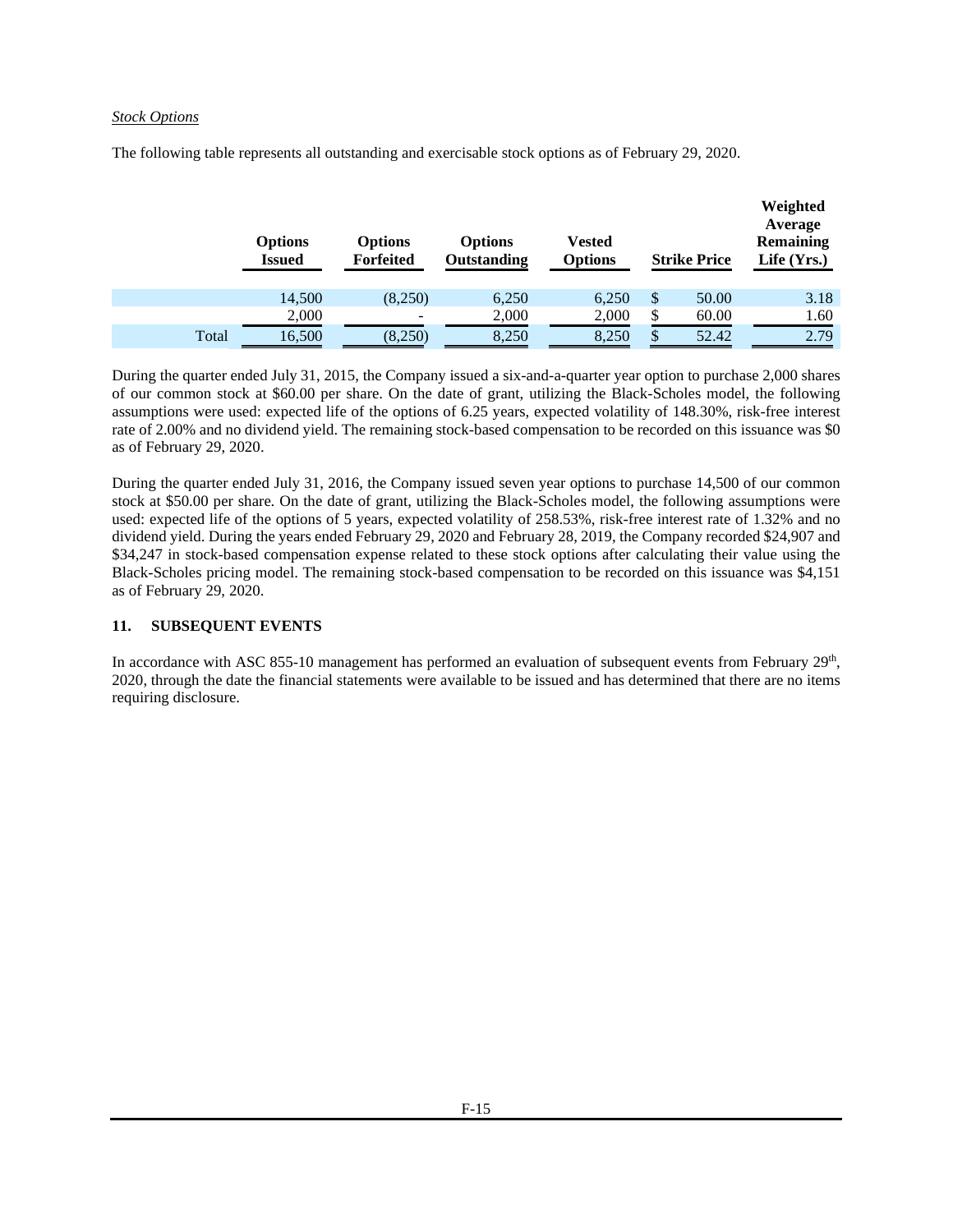*Stock Options*

The following table represents all outstanding and exercisable stock options as of February 29, 2020.

| | Options Issued | Options Forfeited | Options Outstanding | Vested Options | Strike Price | Weighted Average Remaining Life (Yrs.) |
|---|---|---|---|---|---|---|
| | 14,500 | (8,250) | 6,250 | 6,250 | $ 50.00 | 3.18 |
| | 2,000 | - | 2,000 | 2,000 | $ 60.00 | 1.60 |
| Total | 16,500 | (8,250) | 8,250 | 8,250 | $ 52.42 | 2.79 |

During the quarter ended July 31, 2015, the Company issued a six-and-a-quarter year option to purchase 2,000 shares of our common stock at $60.00 per share. On the date of grant, utilizing the Black-Scholes model, the following assumptions were used: expected life of the options of 6.25 years, expected volatility of 148.30%, risk-free interest rate of 2.00% and no dividend yield. The remaining stock-based compensation to be recorded on this issuance was $0 as of February 29, 2020.

During the quarter ended July 31, 2016, the Company issued seven year options to purchase 14,500 of our common stock at $50.00 per share. On the date of grant, utilizing the Black-Scholes model, the following assumptions were used: expected life of the options of 5 years, expected volatility of 258.53%, risk-free interest rate of 1.32% and no dividend yield. During the years ended February 29, 2020 and February 28, 2019, the Company recorded $24,907 and $34,247 in stock-based compensation expense related to these stock options after calculating their value using the Black-Scholes pricing model. The remaining stock-based compensation to be recorded on this issuance was $4,151 as of February 29, 2020.

## 11. SUBSEQUENT EVENTS

In accordance with ASC 855-10 management has performed an evaluation of subsequent events from February 29th, 2020, through the date the financial statements were available to be issued and has determined that there are no items requiring disclosure.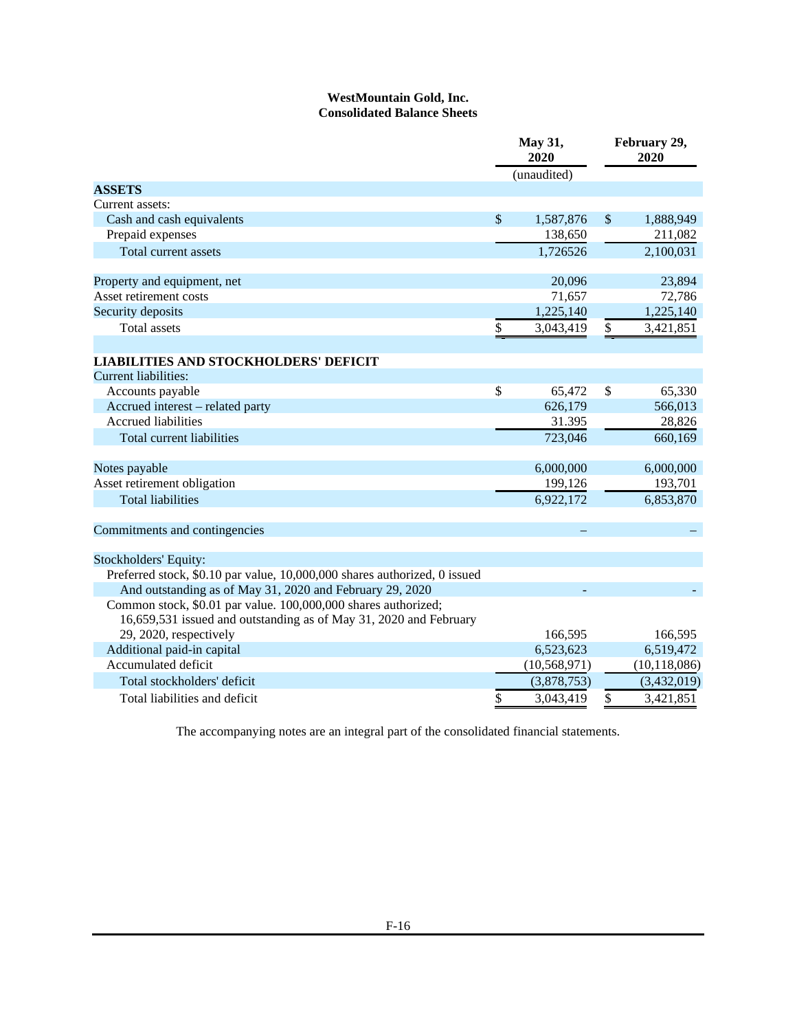**WestMountain Gold, Inc.**
**Consolidated Balance Sheets**

| | May 31, 2020 | February 29, 2020 |
|---|---|---|
| | (unaudited) | |
| **ASSETS** | | |
| Current assets: | | |
| Cash and cash equivalents | $ 1,587,876 | $ 1,888,949 |
| Prepaid expenses | 138,650 | 211,082 |
| Total current assets | 1,726526 | 2,100,031 |
| | | |
| Property and equipment, net | 20,096 | 23,894 |
| Asset retirement costs | 71,657 | 72,786 |
| Security deposits | 1,225,140 | 1,225,140 |
| Total assets | $ 3,043,419 | $ 3,421,851 |
| | | |
| **LIABILITIES AND STOCKHOLDERS' DEFICIT** | | |
| Current liabilities: | | |
| Accounts payable | $ 65,472 | $ 65,330 |
| Accrued interest – related party | 626,179 | 566,013 |
| Accrued liabilities | 31.395 | 28,826 |
| Total current liabilities | 723,046 | 660,169 |
| | | |
| Notes payable | 6,000,000 | 6,000,000 |
| Asset retirement obligation | 199,126 | 193,701 |
| Total liabilities | 6,922,172 | 6,853,870 |
| | | |
| Commitments and contingencies | – | – |
| | | |
| Stockholders' Equity: | | |
| Preferred stock, $0.10 par value, 10,000,000 shares authorized, 0 issued And outstanding as of May 31, 2020 and February 29, 2020 | - | - |
| Common stock, $0.01 par value. 100,000,000 shares authorized; 16,659,531 issued and outstanding as of May 31, 2020 and February 29, 2020, respectively | 166,595 | 166,595 |
| Additional paid-in capital | 6,523,623 | 6,519,472 |
| Accumulated deficit | (10,568,971) | (10,118,086) |
| Total stockholders' deficit | (3,878,753) | (3,432,019) |
| Total liabilities and deficit | $ 3,043,419 | $ 3,421,851 |

The accompanying notes are an integral part of the consolidated financial statements.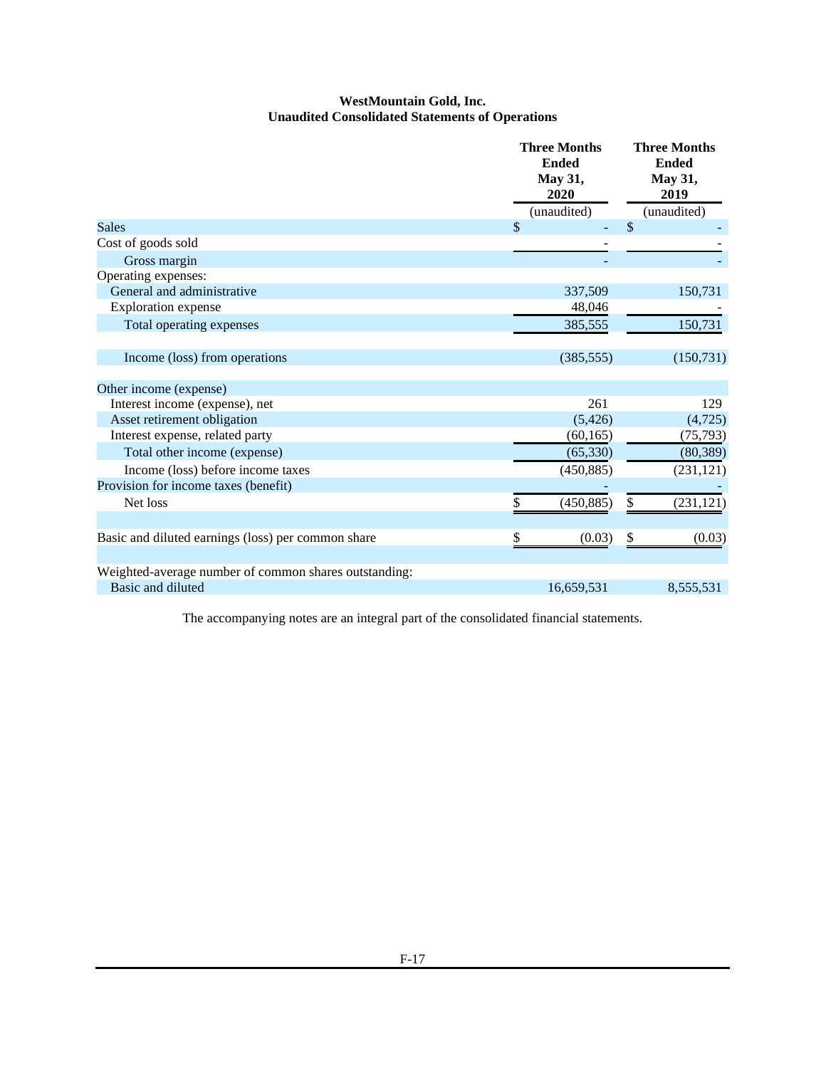**WestMountain Gold, Inc.**
**Unaudited Consolidated Statements of Operations**

| | Three Months Ended May 31, 2020 | Three Months Ended May 31, 2019 |
|---|---|---|
| | (unaudited) | (unaudited) |
| Sales | $ - | $ - |
| Cost of goods sold | - | - |
| Gross margin | - | - |
| Operating expenses: | | |
| General and administrative | 337,509 | 150,731 |
| Exploration expense | 48,046 | - |
| Total operating expenses | 385,555 | 150,731 |
| | | |
| Income (loss) from operations | (385,555) | (150,731) |
| | | |
| Other income (expense) | | |
| Interest income (expense), net | 261 | 129 |
| Asset retirement obligation | (5,426) | (4,725) |
| Interest expense, related party | (60,165) | (75,793) |
| Total other income (expense) | (65,330) | (80,389) |
| Income (loss) before income taxes | (450,885) | (231,121) |
| Provision for income taxes (benefit) | - | - |
| Net loss | $ (450,885) | $ (231,121) |
| | | |
| Basic and diluted earnings (loss) per common share | $ (0.03) | $ (0.03) |
| | | |
| Weighted-average number of common shares outstanding: | | |
| Basic and diluted | 16,659,531 | 8,555,531 |

The accompanying notes are an integral part of the consolidated financial statements.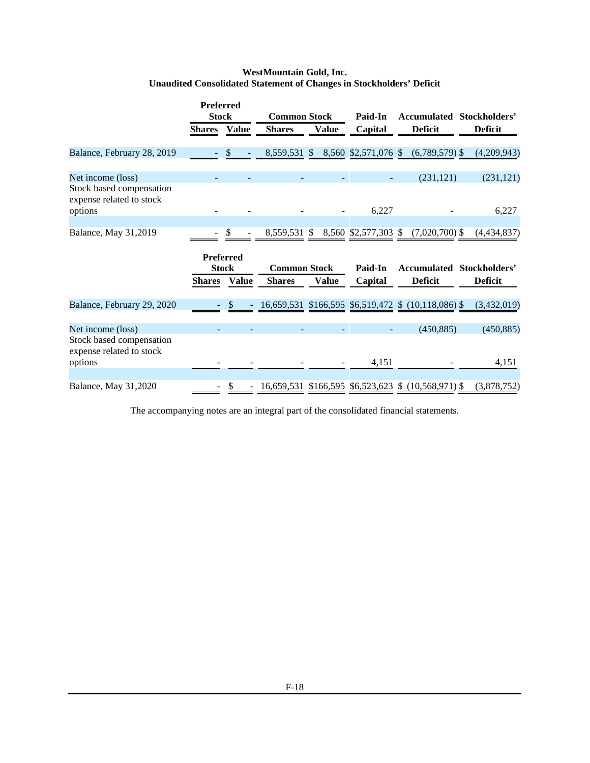**WestMountain Gold, Inc.**
**Unaudited Consolidated Statement of Changes in Stockholders' Deficit**

| | Preferred Stock | | Common Stock | | Paid-In | Accumulated | Stockholders' |
|---|---|---|---|---|---|---|---|
| | Shares | Value | Shares | Value | Capital | Deficit | Deficit |
| Balance, February 28, 2019 | - | $ - | 8,559,531 | $ 8,560 | $2,571,076 | $ (6,789,579) | $ (4,209,943) |
| Net income (loss) | - | - | - | - | - | (231,121) | (231,121) |
| Stock based compensation expense related to stock options | - | - | - | - | 6,227 | - | 6,227 |
| Balance, May 31,2019 | - | $ - | 8,559,531 | $ 8,560 | $2,577,303 | $ (7,020,700) | $ (4,434,837) |

| | Preferred Stock | | Common Stock | | Paid-In | Accumulated | Stockholders' |
|---|---|---|---|---|---|---|---|
| | Shares | Value | Shares | Value | Capital | Deficit | Deficit |
| Balance, February 29, 2020 | - | $ - | 16,659,531 | $166,595 | $6,519,472 | $ (10,118,086) | $ (3,432,019) |
| Net income (loss) | - | - | - | - | - | (450,885) | (450,885) |
| Stock based compensation expense related to stock options | - | - | - | - | 4,151 | - | 4,151 |
| Balance, May 31,2020 | - | $ - | 16,659,531 | $166,595 | $6,523,623 | $ (10,568,971) | $ (3,878,752) |

The accompanying notes are an integral part of the consolidated financial statements.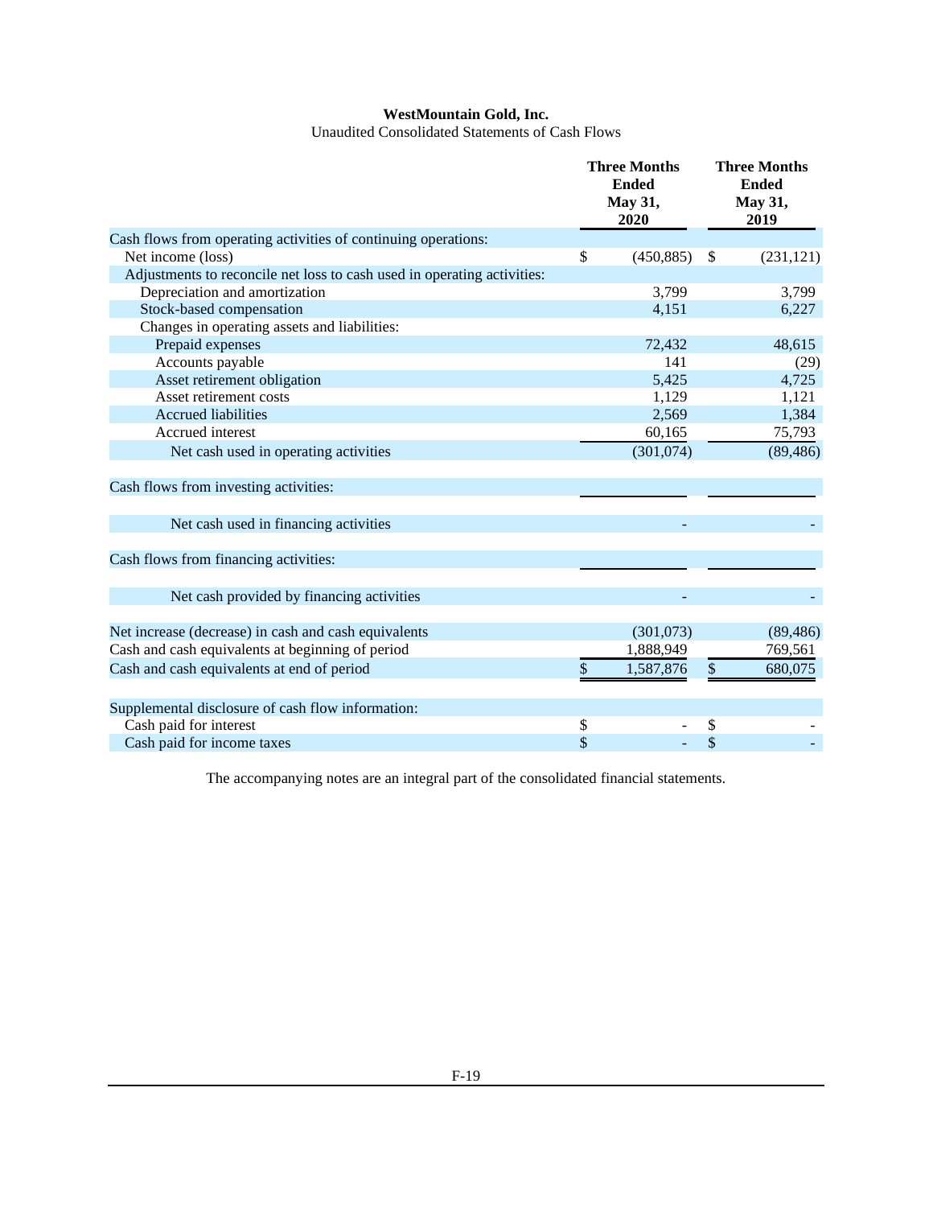**WestMountain Gold, Inc.**

Unaudited Consolidated Statements of Cash Flows

| | Three Months Ended May 31, 2020 | Three Months Ended May 31, 2019 |
|---|---|---|
| Cash flows from operating activities of continuing operations: | | |
| Net income (loss) | $ (450,885) | $ (231,121) |
| Adjustments to reconcile net loss to cash used in operating activities: | | |
| Depreciation and amortization | 3,799 | 3,799 |
| Stock-based compensation | 4,151 | 6,227 |
| Changes in operating assets and liabilities: | | |
| Prepaid expenses | 72,432 | 48,615 |
| Accounts payable | 141 | (29) |
| Asset retirement obligation | 5,425 | 4,725 |
| Asset retirement costs | 1,129 | 1,121 |
| Accrued liabilities | 2,569 | 1,384 |
| Accrued interest | 60,165 | 75,793 |
| Net cash used in operating activities | (301,074) | (89,486) |
| | | |
| Cash flows from investing activities: | | |
| | | |
| Net cash used in financing activities | - | - |
| | | |
| Cash flows from financing activities: | | |
| | | |
| Net cash provided by financing activities | - | - |
| | | |
| Net increase (decrease) in cash and cash equivalents | (301,073) | (89,486) |
| Cash and cash equivalents at beginning of period | 1,888,949 | 769,561 |
| Cash and cash equivalents at end of period | $ 1,587,876 | $ 680,075 |
| | | |
| Supplemental disclosure of cash flow information: | | |
| Cash paid for interest | $ - | $ - |
| Cash paid for income taxes | $ - | $ - |

The accompanying notes are an integral part of the consolidated financial statements.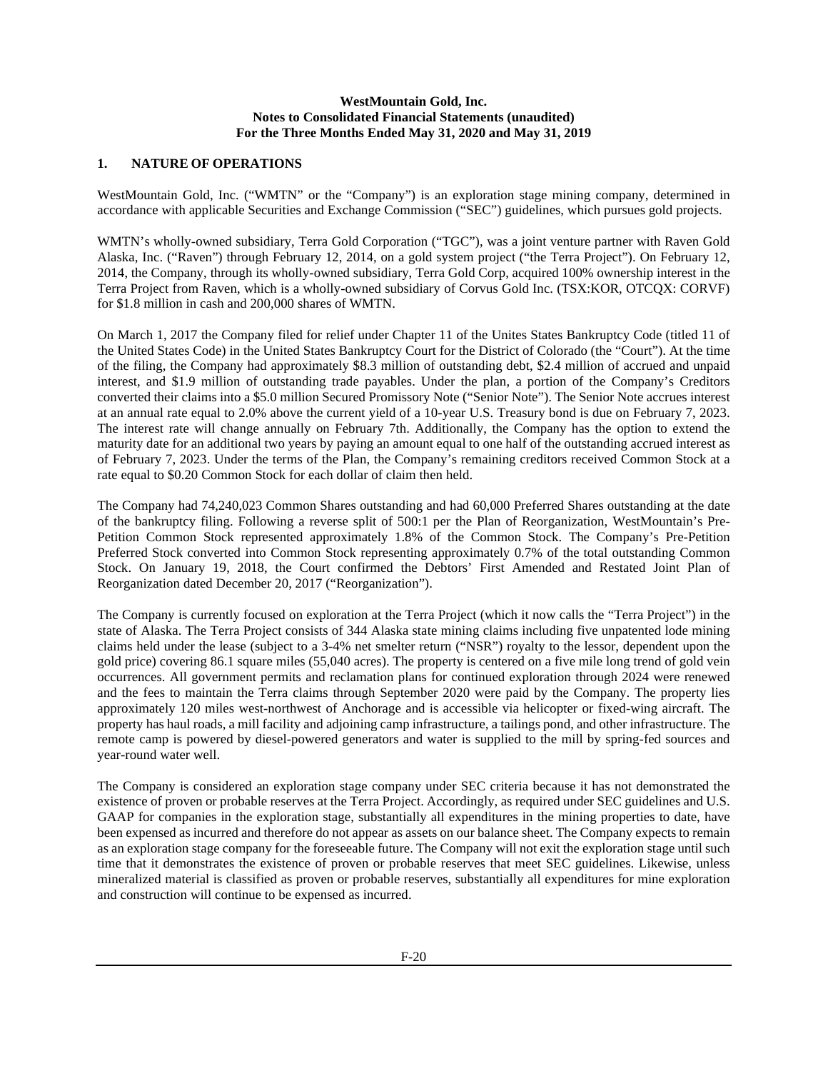**WestMountain Gold, Inc.**
**Notes to Consolidated Financial Statements (unaudited)**
**For the Three Months Ended May 31, 2020 and May 31, 2019**

## 1. NATURE OF OPERATIONS

WestMountain Gold, Inc. ("WMTN" or the "Company") is an exploration stage mining company, determined in accordance with applicable Securities and Exchange Commission ("SEC") guidelines, which pursues gold projects.

WMTN's wholly-owned subsidiary, Terra Gold Corporation ("TGC"), was a joint venture partner with Raven Gold Alaska, Inc. ("Raven") through February 12, 2014, on a gold system project ("the Terra Project"). On February 12, 2014, the Company, through its wholly-owned subsidiary, Terra Gold Corp, acquired 100% ownership interest in the Terra Project from Raven, which is a wholly-owned subsidiary of Corvus Gold Inc. (TSX:KOR, OTCQX: CORVF) for $1.8 million in cash and 200,000 shares of WMTN.

On March 1, 2017 the Company filed for relief under Chapter 11 of the Unites States Bankruptcy Code (titled 11 of the United States Code) in the United States Bankruptcy Court for the District of Colorado (the "Court"). At the time of the filing, the Company had approximately $8.3 million of outstanding debt, $2.4 million of accrued and unpaid interest, and $1.9 million of outstanding trade payables. Under the plan, a portion of the Company's Creditors converted their claims into a $5.0 million Secured Promissory Note ("Senior Note"). The Senior Note accrues interest at an annual rate equal to 2.0% above the current yield of a 10-year U.S. Treasury bond is due on February 7, 2023. The interest rate will change annually on February 7th. Additionally, the Company has the option to extend the maturity date for an additional two years by paying an amount equal to one half of the outstanding accrued interest as of February 7, 2023. Under the terms of the Plan, the Company's remaining creditors received Common Stock at a rate equal to $0.20 Common Stock for each dollar of claim then held.

The Company had 74,240,023 Common Shares outstanding and had 60,000 Preferred Shares outstanding at the date of the bankruptcy filing. Following a reverse split of 500:1 per the Plan of Reorganization, WestMountain's Pre-Petition Common Stock represented approximately 1.8% of the Common Stock. The Company's Pre-Petition Preferred Stock converted into Common Stock representing approximately 0.7% of the total outstanding Common Stock. On January 19, 2018, the Court confirmed the Debtors' First Amended and Restated Joint Plan of Reorganization dated December 20, 2017 ("Reorganization").

The Company is currently focused on exploration at the Terra Project (which it now calls the "Terra Project") in the state of Alaska. The Terra Project consists of 344 Alaska state mining claims including five unpatented lode mining claims held under the lease (subject to a 3-4% net smelter return ("NSR") royalty to the lessor, dependent upon the gold price) covering 86.1 square miles (55,040 acres). The property is centered on a five mile long trend of gold vein occurrences. All government permits and reclamation plans for continued exploration through 2024 were renewed and the fees to maintain the Terra claims through September 2020 were paid by the Company. The property lies approximately 120 miles west-northwest of Anchorage and is accessible via helicopter or fixed-wing aircraft. The property has haul roads, a mill facility and adjoining camp infrastructure, a tailings pond, and other infrastructure. The remote camp is powered by diesel-powered generators and water is supplied to the mill by spring-fed sources and year-round water well.

The Company is considered an exploration stage company under SEC criteria because it has not demonstrated the existence of proven or probable reserves at the Terra Project. Accordingly, as required under SEC guidelines and U.S. GAAP for companies in the exploration stage, substantially all expenditures in the mining properties to date, have been expensed as incurred and therefore do not appear as assets on our balance sheet. The Company expects to remain as an exploration stage company for the foreseeable future. The Company will not exit the exploration stage until such time that it demonstrates the existence of proven or probable reserves that meet SEC guidelines. Likewise, unless mineralized material is classified as proven or probable reserves, substantially all expenditures for mine exploration and construction will continue to be expensed as incurred.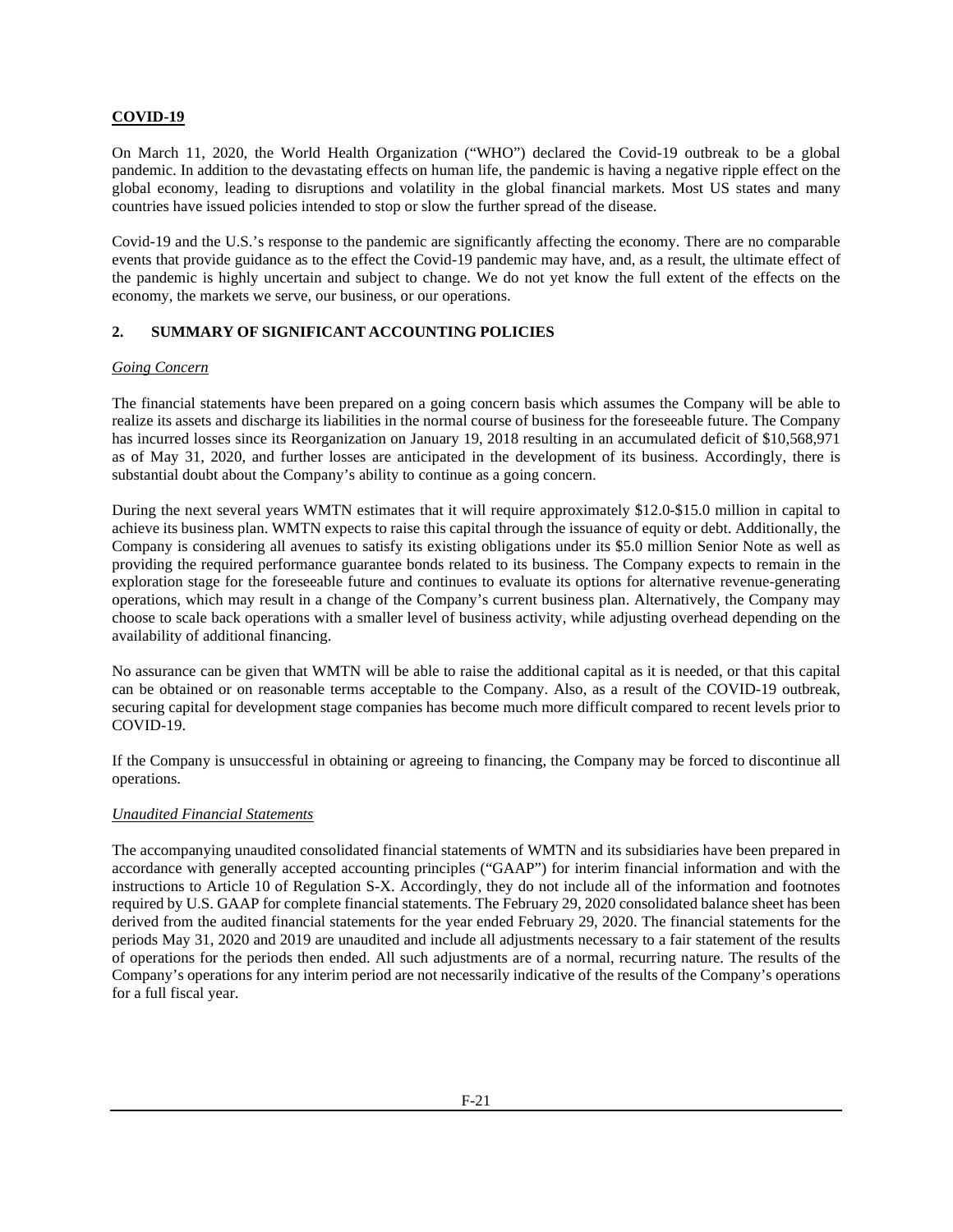## **COVID-19**

On March 11, 2020, the World Health Organization ("WHO") declared the Covid-19 outbreak to be a global pandemic. In addition to the devastating effects on human life, the pandemic is having a negative ripple effect on the global economy, leading to disruptions and volatility in the global financial markets. Most US states and many countries have issued policies intended to stop or slow the further spread of the disease.

Covid-19 and the U.S.'s response to the pandemic are significantly affecting the economy. There are no comparable events that provide guidance as to the effect the Covid-19 pandemic may have, and, as a result, the ultimate effect of the pandemic is highly uncertain and subject to change. We do not yet know the full extent of the effects on the economy, the markets we serve, our business, or our operations.

## 2. SUMMARY OF SIGNIFICANT ACCOUNTING POLICIES

*Going Concern*

The financial statements have been prepared on a going concern basis which assumes the Company will be able to realize its assets and discharge its liabilities in the normal course of business for the foreseeable future. The Company has incurred losses since its Reorganization on January 19, 2018 resulting in an accumulated deficit of $10,568,971 as of May 31, 2020, and further losses are anticipated in the development of its business. Accordingly, there is substantial doubt about the Company's ability to continue as a going concern.

During the next several years WMTN estimates that it will require approximately $12.0-$15.0 million in capital to achieve its business plan. WMTN expects to raise this capital through the issuance of equity or debt. Additionally, the Company is considering all avenues to satisfy its existing obligations under its $5.0 million Senior Note as well as providing the required performance guarantee bonds related to its business. The Company expects to remain in the exploration stage for the foreseeable future and continues to evaluate its options for alternative revenue-generating operations, which may result in a change of the Company's current business plan. Alternatively, the Company may choose to scale back operations with a smaller level of business activity, while adjusting overhead depending on the availability of additional financing.

No assurance can be given that WMTN will be able to raise the additional capital as it is needed, or that this capital can be obtained or on reasonable terms acceptable to the Company. Also, as a result of the COVID-19 outbreak, securing capital for development stage companies has become much more difficult compared to recent levels prior to COVID-19.

If the Company is unsuccessful in obtaining or agreeing to financing, the Company may be forced to discontinue all operations.

*Unaudited Financial Statements*

The accompanying unaudited consolidated financial statements of WMTN and its subsidiaries have been prepared in accordance with generally accepted accounting principles ("GAAP") for interim financial information and with the instructions to Article 10 of Regulation S-X. Accordingly, they do not include all of the information and footnotes required by U.S. GAAP for complete financial statements. The February 29, 2020 consolidated balance sheet has been derived from the audited financial statements for the year ended February 29, 2020. The financial statements for the periods May 31, 2020 and 2019 are unaudited and include all adjustments necessary to a fair statement of the results of operations for the periods then ended. All such adjustments are of a normal, recurring nature. The results of the Company's operations for any interim period are not necessarily indicative of the results of the Company's operations for a full fiscal year.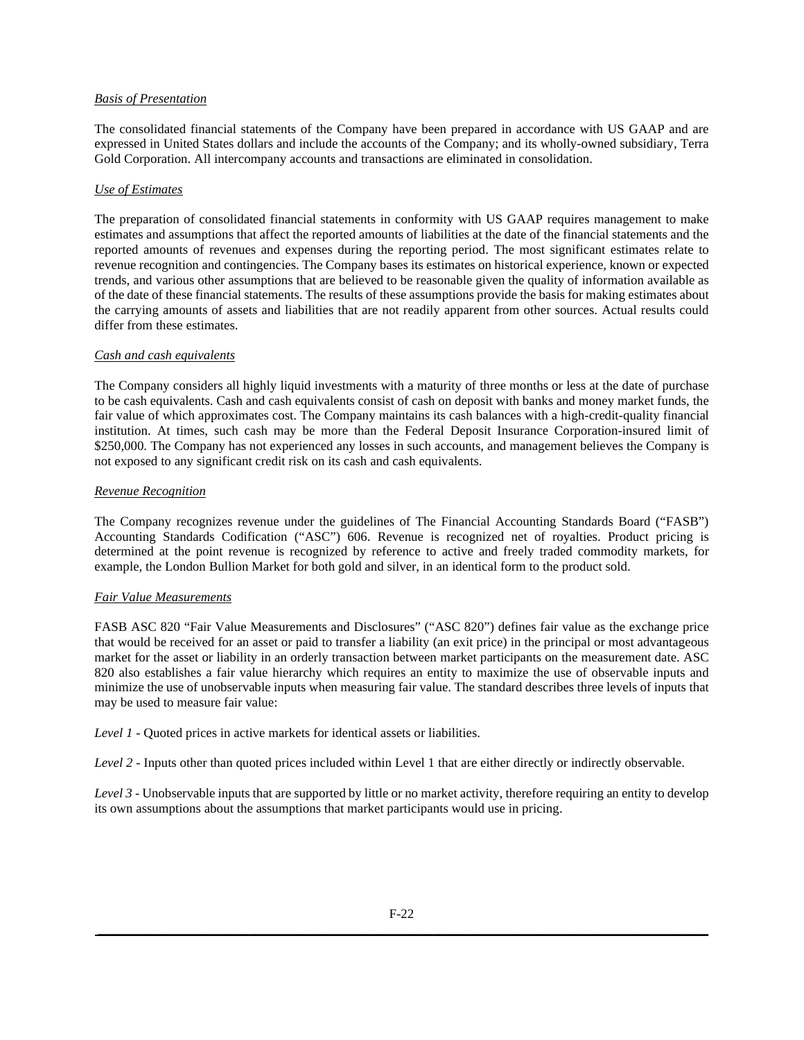*Basis of Presentation*

The consolidated financial statements of the Company have been prepared in accordance with US GAAP and are expressed in United States dollars and include the accounts of the Company; and its wholly-owned subsidiary, Terra Gold Corporation. All intercompany accounts and transactions are eliminated in consolidation.

*Use of Estimates*

The preparation of consolidated financial statements in conformity with US GAAP requires management to make estimates and assumptions that affect the reported amounts of liabilities at the date of the financial statements and the reported amounts of revenues and expenses during the reporting period. The most significant estimates relate to revenue recognition and contingencies. The Company bases its estimates on historical experience, known or expected trends, and various other assumptions that are believed to be reasonable given the quality of information available as of the date of these financial statements. The results of these assumptions provide the basis for making estimates about the carrying amounts of assets and liabilities that are not readily apparent from other sources. Actual results could differ from these estimates.

*Cash and cash equivalents*

The Company considers all highly liquid investments with a maturity of three months or less at the date of purchase to be cash equivalents. Cash and cash equivalents consist of cash on deposit with banks and money market funds, the fair value of which approximates cost. The Company maintains its cash balances with a high-credit-quality financial institution. At times, such cash may be more than the Federal Deposit Insurance Corporation-insured limit of $250,000. The Company has not experienced any losses in such accounts, and management believes the Company is not exposed to any significant credit risk on its cash and cash equivalents.

*Revenue Recognition*

The Company recognizes revenue under the guidelines of The Financial Accounting Standards Board ("FASB") Accounting Standards Codification ("ASC") 606. Revenue is recognized net of royalties. Product pricing is determined at the point revenue is recognized by reference to active and freely traded commodity markets, for example, the London Bullion Market for both gold and silver, in an identical form to the product sold.

*Fair Value Measurements*

FASB ASC 820 "Fair Value Measurements and Disclosures" ("ASC 820") defines fair value as the exchange price that would be received for an asset or paid to transfer a liability (an exit price) in the principal or most advantageous market for the asset or liability in an orderly transaction between market participants on the measurement date. ASC 820 also establishes a fair value hierarchy which requires an entity to maximize the use of observable inputs and minimize the use of unobservable inputs when measuring fair value. The standard describes three levels of inputs that may be used to measure fair value:

*Level 1* - Quoted prices in active markets for identical assets or liabilities.

*Level 2* - Inputs other than quoted prices included within Level 1 that are either directly or indirectly observable.

*Level 3* - Unobservable inputs that are supported by little or no market activity, therefore requiring an entity to develop its own assumptions about the assumptions that market participants would use in pricing.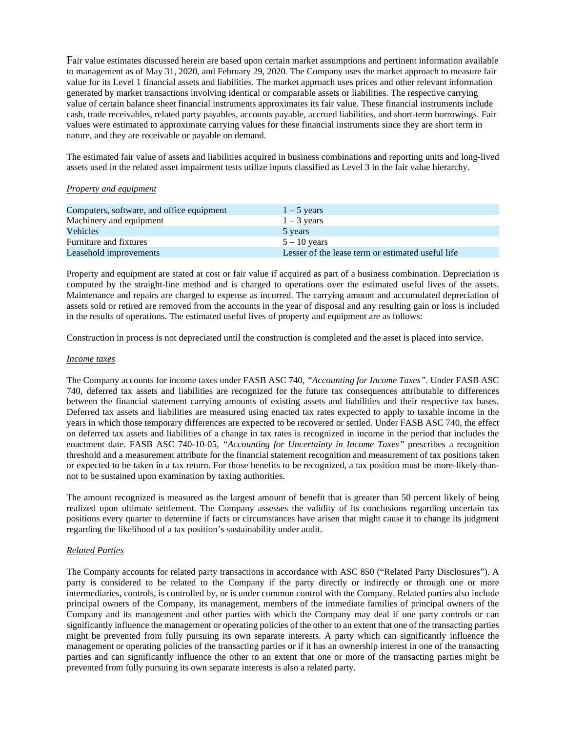Fair value estimates discussed herein are based upon certain market assumptions and pertinent information available to management as of May 31, 2020, and February 29, 2020. The Company uses the market approach to measure fair value for its Level 1 financial assets and liabilities. The market approach uses prices and other relevant information generated by market transactions involving identical or comparable assets or liabilities. The respective carrying value of certain balance sheet financial instruments approximates its fair value. These financial instruments include cash, trade receivables, related party payables, accounts payable, accrued liabilities, and short-term borrowings. Fair values were estimated to approximate carrying values for these financial instruments since they are short term in nature, and they are receivable or payable on demand.

The estimated fair value of assets and liabilities acquired in business combinations and reporting units and long-lived assets used in the related asset impairment tests utilize inputs classified as Level 3 in the fair value hierarchy.

*Property and equipment*

| | |
|---|---|
| Computers, software, and office equipment | 1 – 5 years |
| Machinery and equipment | 1 – 3 years |
| Vehicles | 5 years |
| Furniture and fixtures | 5 – 10 years |
| Leasehold improvements | Lesser of the lease term or estimated useful life |

Property and equipment are stated at cost or fair value if acquired as part of a business combination. Depreciation is computed by the straight-line method and is charged to operations over the estimated useful lives of the assets. Maintenance and repairs are charged to expense as incurred. The carrying amount and accumulated depreciation of assets sold or retired are removed from the accounts in the year of disposal and any resulting gain or loss is included in the results of operations. The estimated useful lives of property and equipment are as follows:

Construction in process is not depreciated until the construction is completed and the asset is placed into service.

*Income taxes*

The Company accounts for income taxes under FASB ASC 740, *"Accounting for Income Taxes"*. Under FASB ASC 740, deferred tax assets and liabilities are recognized for the future tax consequences attributable to differences between the financial statement carrying amounts of existing assets and liabilities and their respective tax bases. Deferred tax assets and liabilities are measured using enacted tax rates expected to apply to taxable income in the years in which those temporary differences are expected to be recovered or settled. Under FASB ASC 740, the effect on deferred tax assets and liabilities of a change in tax rates is recognized in income in the period that includes the enactment date. FASB ASC 740-10-05, *"Accounting for Uncertainty in Income Taxes"* prescribes a recognition threshold and a measurement attribute for the financial statement recognition and measurement of tax positions taken or expected to be taken in a tax return. For those benefits to be recognized, a tax position must be more-likely-than-not to be sustained upon examination by taxing authorities.

The amount recognized is measured as the largest amount of benefit that is greater than 50 percent likely of being realized upon ultimate settlement. The Company assesses the validity of its conclusions regarding uncertain tax positions every quarter to determine if facts or circumstances have arisen that might cause it to change its judgment regarding the likelihood of a tax position's sustainability under audit.

*Related Parties*

The Company accounts for related party transactions in accordance with ASC 850 ("Related Party Disclosures"). A party is considered to be related to the Company if the party directly or indirectly or through one or more intermediaries, controls, is controlled by, or is under common control with the Company. Related parties also include principal owners of the Company, its management, members of the immediate families of principal owners of the Company and its management and other parties with which the Company may deal if one party controls or can significantly influence the management or operating policies of the other to an extent that one of the transacting parties might be prevented from fully pursuing its own separate interests. A party which can significantly influence the management or operating policies of the transacting parties or if it has an ownership interest in one of the transacting parties and can significantly influence the other to an extent that one or more of the transacting parties might be prevented from fully pursuing its own separate interests is also a related party.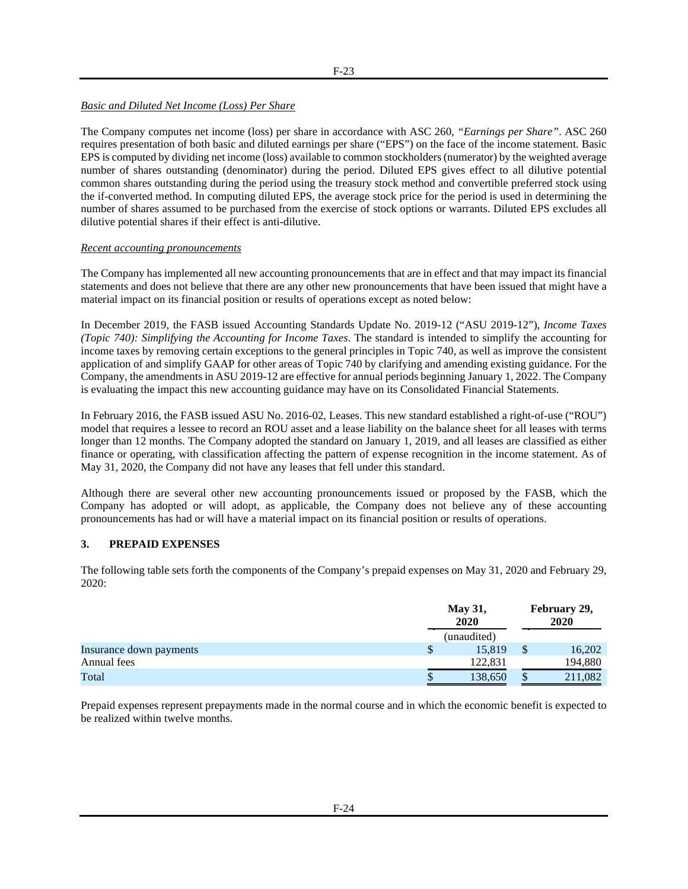*Basic and Diluted Net Income (Loss) Per Share*

The Company computes net income (loss) per share in accordance with ASC 260, *"Earnings per Share"*. ASC 260 requires presentation of both basic and diluted earnings per share ("EPS") on the face of the income statement. Basic EPS is computed by dividing net income (loss) available to common stockholders (numerator) by the weighted average number of shares outstanding (denominator) during the period. Diluted EPS gives effect to all dilutive potential common shares outstanding during the period using the treasury stock method and convertible preferred stock using the if-converted method. In computing diluted EPS, the average stock price for the period is used in determining the number of shares assumed to be purchased from the exercise of stock options or warrants. Diluted EPS excludes all dilutive potential shares if their effect is anti-dilutive.

*Recent accounting pronouncements*

The Company has implemented all new accounting pronouncements that are in effect and that may impact its financial statements and does not believe that there are any other new pronouncements that have been issued that might have a material impact on its financial position or results of operations except as noted below:

In December 2019, the FASB issued Accounting Standards Update No. 2019-12 ("ASU 2019-12"), *Income Taxes (Topic 740): Simplifying the Accounting for Income Taxes*. The standard is intended to simplify the accounting for income taxes by removing certain exceptions to the general principles in Topic 740, as well as improve the consistent application of and simplify GAAP for other areas of Topic 740 by clarifying and amending existing guidance. For the Company, the amendments in ASU 2019-12 are effective for annual periods beginning January 1, 2022. The Company is evaluating the impact this new accounting guidance may have on its Consolidated Financial Statements.

In February 2016, the FASB issued ASU No. 2016-02, Leases. This new standard established a right-of-use ("ROU") model that requires a lessee to record an ROU asset and a lease liability on the balance sheet for all leases with terms longer than 12 months. The Company adopted the standard on January 1, 2019, and all leases are classified as either finance or operating, with classification affecting the pattern of expense recognition in the income statement. As of May 31, 2020, the Company did not have any leases that fell under this standard.

Although there are several other new accounting pronouncements issued or proposed by the FASB, which the Company has adopted or will adopt, as applicable, the Company does not believe any of these accounting pronouncements has had or will have a material impact on its financial position or results of operations.

## 3. PREPAID EXPENSES

The following table sets forth the components of the Company's prepaid expenses on May 31, 2020 and February 29, 2020:

| | May 31, 2020 | February 29, 2020 |
|---|---|---|
| | (unaudited) | |
| Insurance down payments | $ 15,819 | $ 16,202 |
| Annual fees | 122,831 | 194,880 |
| Total | $ 138,650 | $ 211,082 |

Prepaid expenses represent prepayments made in the normal course and in which the economic benefit is expected to be realized within twelve months.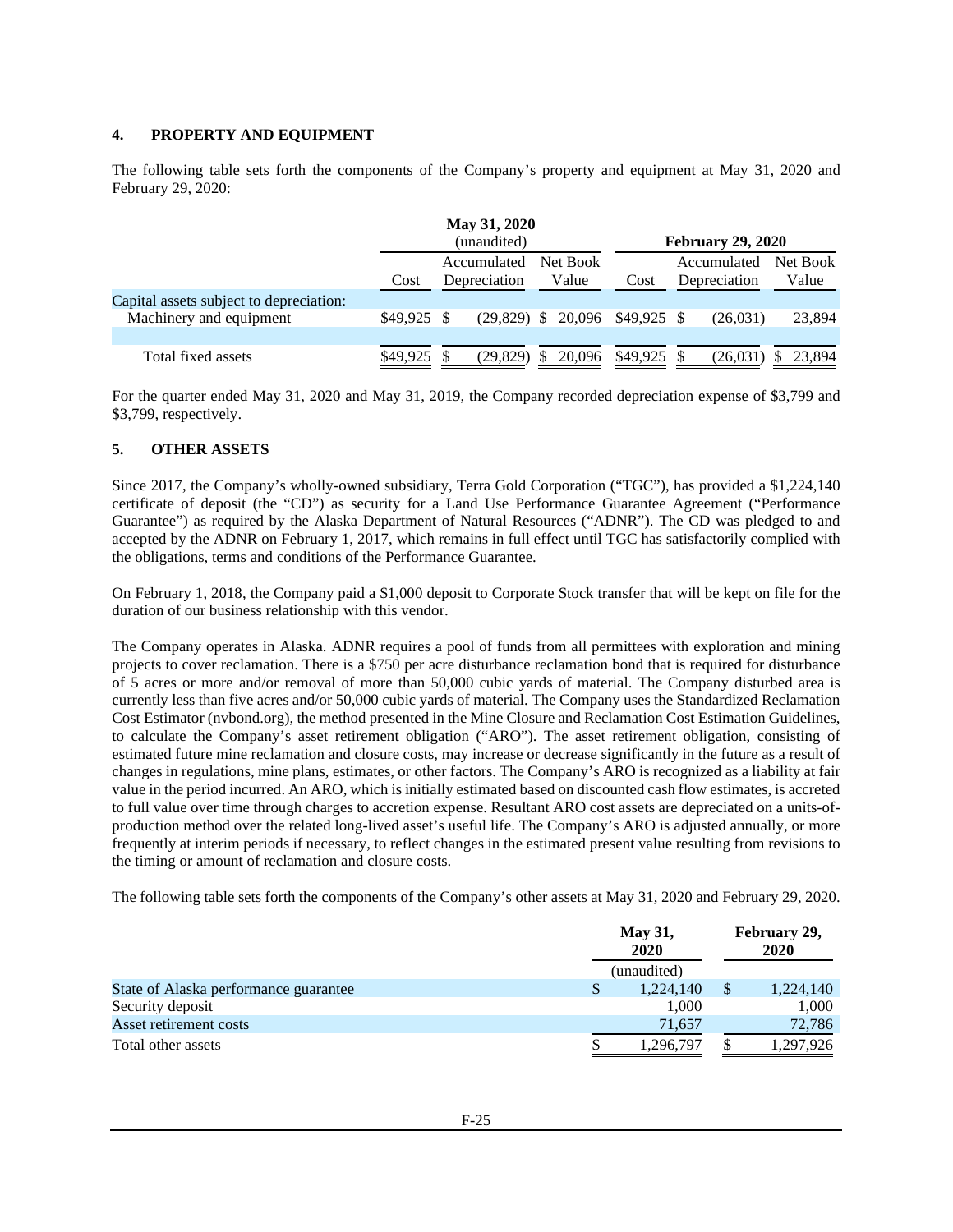## 4. PROPERTY AND EQUIPMENT

The following table sets forth the components of the Company's property and equipment at May 31, 2020 and February 29, 2020:

| | May 31, 2020 (unaudited) | | | February 29, 2020 | | |
|---|---|---|---|---|---|---|
| | Cost | Accumulated Depreciation | Net Book Value | Cost | Accumulated Depreciation | Net Book Value |
| Capital assets subject to depreciation: | | | | | | |
| Machinery and equipment | $49,925 | $ (29,829) | $ 20,096 | $49,925 | $ (26,031) | 23,894 |
| | | | | | | |
| Total fixed assets | $49,925 | $ (29,829) | $ 20,096 | $49,925 | $ (26,031) | $ 23,894 |

For the quarter ended May 31, 2020 and May 31, 2019, the Company recorded depreciation expense of $3,799 and $3,799, respectively.

## 5. OTHER ASSETS

Since 2017, the Company's wholly-owned subsidiary, Terra Gold Corporation ("TGC"), has provided a $1,224,140 certificate of deposit (the "CD") as security for a Land Use Performance Guarantee Agreement ("Performance Guarantee") as required by the Alaska Department of Natural Resources ("ADNR"). The CD was pledged to and accepted by the ADNR on February 1, 2017, which remains in full effect until TGC has satisfactorily complied with the obligations, terms and conditions of the Performance Guarantee.

On February 1, 2018, the Company paid a $1,000 deposit to Corporate Stock transfer that will be kept on file for the duration of our business relationship with this vendor.

The Company operates in Alaska. ADNR requires a pool of funds from all permittees with exploration and mining projects to cover reclamation. There is a $750 per acre disturbance reclamation bond that is required for disturbance of 5 acres or more and/or removal of more than 50,000 cubic yards of material. The Company disturbed area is currently less than five acres and/or 50,000 cubic yards of material. The Company uses the Standardized Reclamation Cost Estimator (nvbond.org), the method presented in the Mine Closure and Reclamation Cost Estimation Guidelines, to calculate the Company's asset retirement obligation ("ARO"). The asset retirement obligation, consisting of estimated future mine reclamation and closure costs, may increase or decrease significantly in the future as a result of changes in regulations, mine plans, estimates, or other factors. The Company's ARO is recognized as a liability at fair value in the period incurred. An ARO, which is initially estimated based on discounted cash flow estimates, is accreted to full value over time through charges to accretion expense. Resultant ARO cost assets are depreciated on a units-of-production method over the related long-lived asset's useful life. The Company's ARO is adjusted annually, or more frequently at interim periods if necessary, to reflect changes in the estimated present value resulting from revisions to the timing or amount of reclamation and closure costs.

The following table sets forth the components of the Company's other assets at May 31, 2020 and February 29, 2020.

| | May 31, 2020 (unaudited) | February 29, 2020 |
|---|---|---|
| State of Alaska performance guarantee | $ 1,224,140 | $ 1,224,140 |
| Security deposit | 1,000 | 1,000 |
| Asset retirement costs | 71,657 | 72,786 |
| Total other assets | $ 1,296,797 | $ 1,297,926 |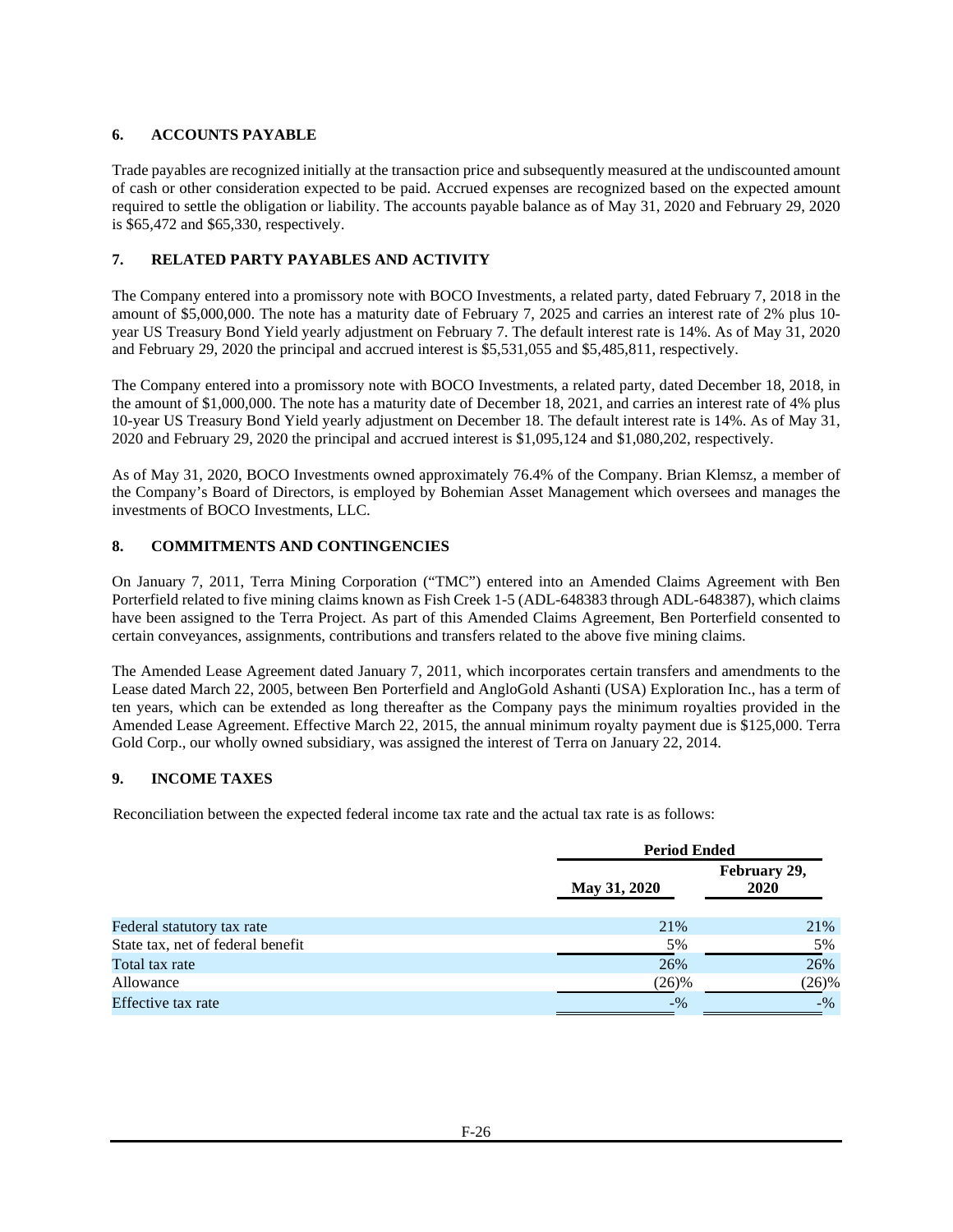## 6. ACCOUNTS PAYABLE

Trade payables are recognized initially at the transaction price and subsequently measured at the undiscounted amount of cash or other consideration expected to be paid. Accrued expenses are recognized based on the expected amount required to settle the obligation or liability. The accounts payable balance as of May 31, 2020 and February 29, 2020 is $65,472 and $65,330, respectively.

## 7. RELATED PARTY PAYABLES AND ACTIVITY

The Company entered into a promissory note with BOCO Investments, a related party, dated February 7, 2018 in the amount of $5,000,000. The note has a maturity date of February 7, 2025 and carries an interest rate of 2% plus 10-year US Treasury Bond Yield yearly adjustment on February 7. The default interest rate is 14%. As of May 31, 2020 and February 29, 2020 the principal and accrued interest is $5,531,055 and $5,485,811, respectively.

The Company entered into a promissory note with BOCO Investments, a related party, dated December 18, 2018, in the amount of $1,000,000. The note has a maturity date of December 18, 2021, and carries an interest rate of 4% plus 10-year US Treasury Bond Yield yearly adjustment on December 18. The default interest rate is 14%. As of May 31, 2020 and February 29, 2020 the principal and accrued interest is $1,095,124 and $1,080,202, respectively.

As of May 31, 2020, BOCO Investments owned approximately 76.4% of the Company. Brian Klemsz, a member of the Company's Board of Directors, is employed by Bohemian Asset Management which oversees and manages the investments of BOCO Investments, LLC.

## 8. COMMITMENTS AND CONTINGENCIES

On January 7, 2011, Terra Mining Corporation ("TMC") entered into an Amended Claims Agreement with Ben Porterfield related to five mining claims known as Fish Creek 1-5 (ADL-648383 through ADL-648387), which claims have been assigned to the Terra Project. As part of this Amended Claims Agreement, Ben Porterfield consented to certain conveyances, assignments, contributions and transfers related to the above five mining claims.

The Amended Lease Agreement dated January 7, 2011, which incorporates certain transfers and amendments to the Lease dated March 22, 2005, between Ben Porterfield and AngloGold Ashanti (USA) Exploration Inc., has a term of ten years, which can be extended as long thereafter as the Company pays the minimum royalties provided in the Amended Lease Agreement. Effective March 22, 2015, the annual minimum royalty payment due is $125,000. Terra Gold Corp., our wholly owned subsidiary, was assigned the interest of Terra on January 22, 2014.

## 9. INCOME TAXES

Reconciliation between the expected federal income tax rate and the actual tax rate is as follows:

| | Period Ended | |
|---|---|---|
| | May 31, 2020 | February 29, 2020 |
| Federal statutory tax rate | 21% | 21% |
| State tax, net of federal benefit | 5% | 5% |
| Total tax rate | 26% | 26% |
| Allowance | (26)% | (26)% |
| Effective tax rate | -% | -% |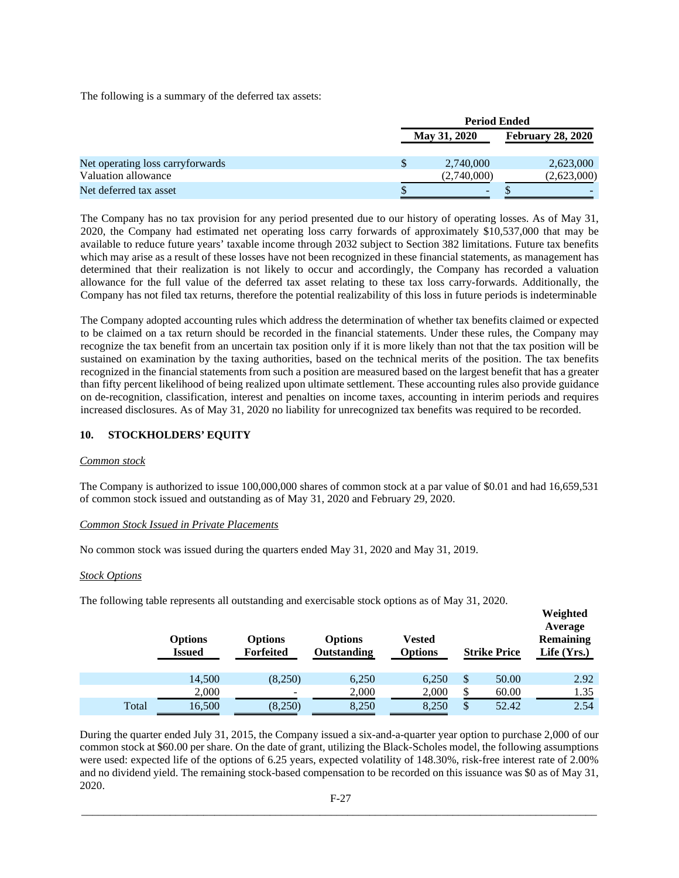The following is a summary of the deferred tax assets:

| | Period Ended | |
|---|---|---|
| | May 31, 2020 | February 28, 2020 |
| Net operating loss carryforwards | $ 2,740,000 | 2,623,000 |
| Valuation allowance | (2,740,000) | (2,623,000) |
| Net deferred tax asset | $ - | $ - |

The Company has no tax provision for any period presented due to our history of operating losses. As of May 31, 2020, the Company had estimated net operating loss carry forwards of approximately $10,537,000 that may be available to reduce future years' taxable income through 2032 subject to Section 382 limitations. Future tax benefits which may arise as a result of these losses have not been recognized in these financial statements, as management has determined that their realization is not likely to occur and accordingly, the Company has recorded a valuation allowance for the full value of the deferred tax asset relating to these tax loss carry-forwards. Additionally, the Company has not filed tax returns, therefore the potential realizability of this loss in future periods is indeterminable

The Company adopted accounting rules which address the determination of whether tax benefits claimed or expected to be claimed on a tax return should be recorded in the financial statements. Under these rules, the Company may recognize the tax benefit from an uncertain tax position only if it is more likely than not that the tax position will be sustained on examination by the taxing authorities, based on the technical merits of the position. The tax benefits recognized in the financial statements from such a position are measured based on the largest benefit that has a greater than fifty percent likelihood of being realized upon ultimate settlement. These accounting rules also provide guidance on de-recognition, classification, interest and penalties on income taxes, accounting in interim periods and requires increased disclosures. As of May 31, 2020 no liability for unrecognized tax benefits was required to be recorded.

## 10. STOCKHOLDERS' EQUITY

*Common stock*

The Company is authorized to issue 100,000,000 shares of common stock at a par value of $0.01 and had 16,659,531 of common stock issued and outstanding as of May 31, 2020 and February 29, 2020.

*Common Stock Issued in Private Placements*

No common stock was issued during the quarters ended May 31, 2020 and May 31, 2019.

*Stock Options*

The following table represents all outstanding and exercisable stock options as of May 31, 2020.

| | Options Issued | Options Forfeited | Options Outstanding | Vested Options | Strike Price | Weighted Average Remaining Life (Yrs.) |
|---|---|---|---|---|---|---|
| | 14,500 | (8,250) | 6,250 | 6,250 | $ 50.00 | 2.92 |
| | 2,000 | - | 2,000 | 2,000 | $ 60.00 | 1.35 |
| Total | 16,500 | (8,250) | 8,250 | 8,250 | $ 52.42 | 2.54 |

During the quarter ended July 31, 2015, the Company issued a six-and-a-quarter year option to purchase 2,000 of our common stock at $60.00 per share. On the date of grant, utilizing the Black-Scholes model, the following assumptions were used: expected life of the options of 6.25 years, expected volatility of 148.30%, risk-free interest rate of 2.00% and no dividend yield. The remaining stock-based compensation to be recorded on this issuance was $0 as of May 31, 2020.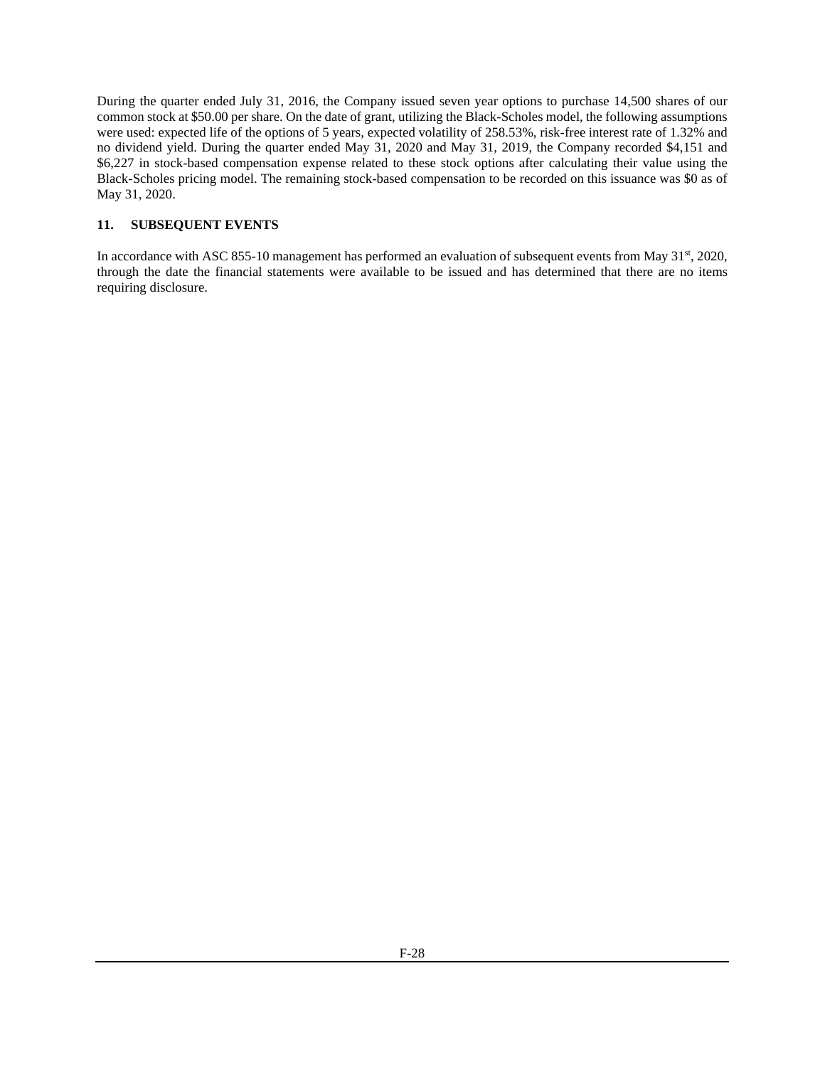During the quarter ended July 31, 2016, the Company issued seven year options to purchase 14,500 shares of our common stock at $50.00 per share. On the date of grant, utilizing the Black-Scholes model, the following assumptions were used: expected life of the options of 5 years, expected volatility of 258.53%, risk-free interest rate of 1.32% and no dividend yield. During the quarter ended May 31, 2020 and May 31, 2019, the Company recorded $4,151 and $6,227 in stock-based compensation expense related to these stock options after calculating their value using the Black-Scholes pricing model. The remaining stock-based compensation to be recorded on this issuance was $0 as of May 31, 2020.

## 11. SUBSEQUENT EVENTS

In accordance with ASC 855-10 management has performed an evaluation of subsequent events from May 31st, 2020, through the date the financial statements were available to be issued and has determined that there are no items requiring disclosure.